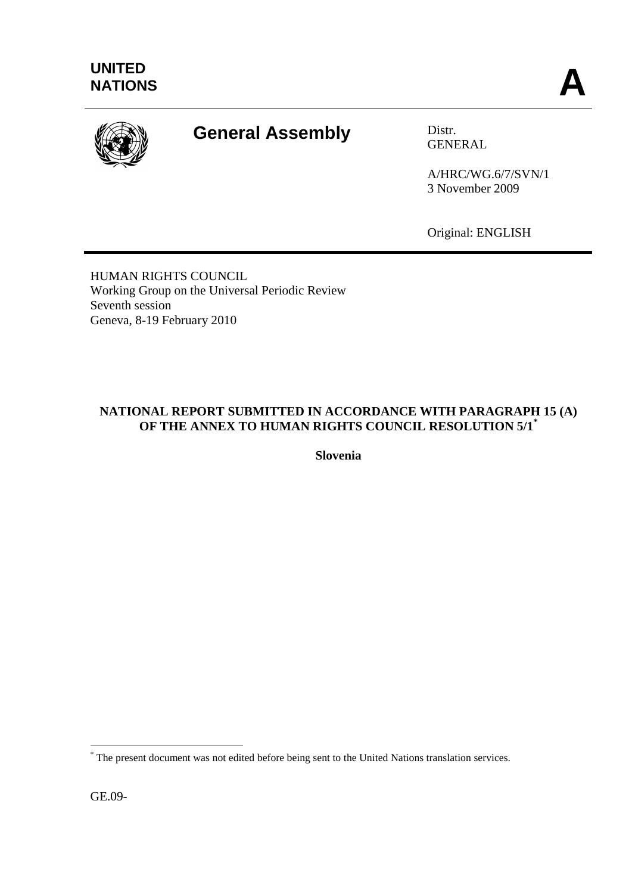UNITED NATIONS

**A**

# General Assembly

Distr.
GENERAL

A/HRC/WG.6/7/SVN/1
3 November 2009

Original: ENGLISH

HUMAN RIGHTS COUNCIL
Working Group on the Universal Periodic Review
Seventh session
Geneva, 8-19 February 2010

**NATIONAL REPORT SUBMITTED IN ACCORDANCE WITH PARAGRAPH 15 (A) OF THE ANNEX TO HUMAN RIGHTS COUNCIL RESOLUTION 5/1[*]**

**Slovenia**

[*] The present document was not edited before being sent to the United Nations translation services.

GE.09-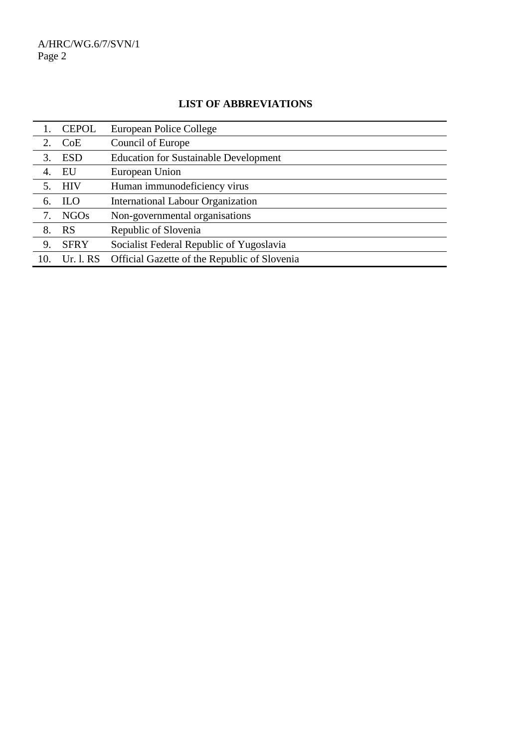## LIST OF ABBREVIATIONS

| | | |
|---|---|---|
| 1. | CEPOL | European Police College |
| 2. | CoE | Council of Europe |
| 3. | ESD | Education for Sustainable Development |
| 4. | EU | European Union |
| 5. | HIV | Human immunodeficiency virus |
| 6. | ILO | International Labour Organization |
| 7. | NGOs | Non-governmental organisations |
| 8. | RS | Republic of Slovenia |
| 9. | SFRY | Socialist Federal Republic of Yugoslavia |
| 10. | Ur. l. RS | Official Gazette of the Republic of Slovenia |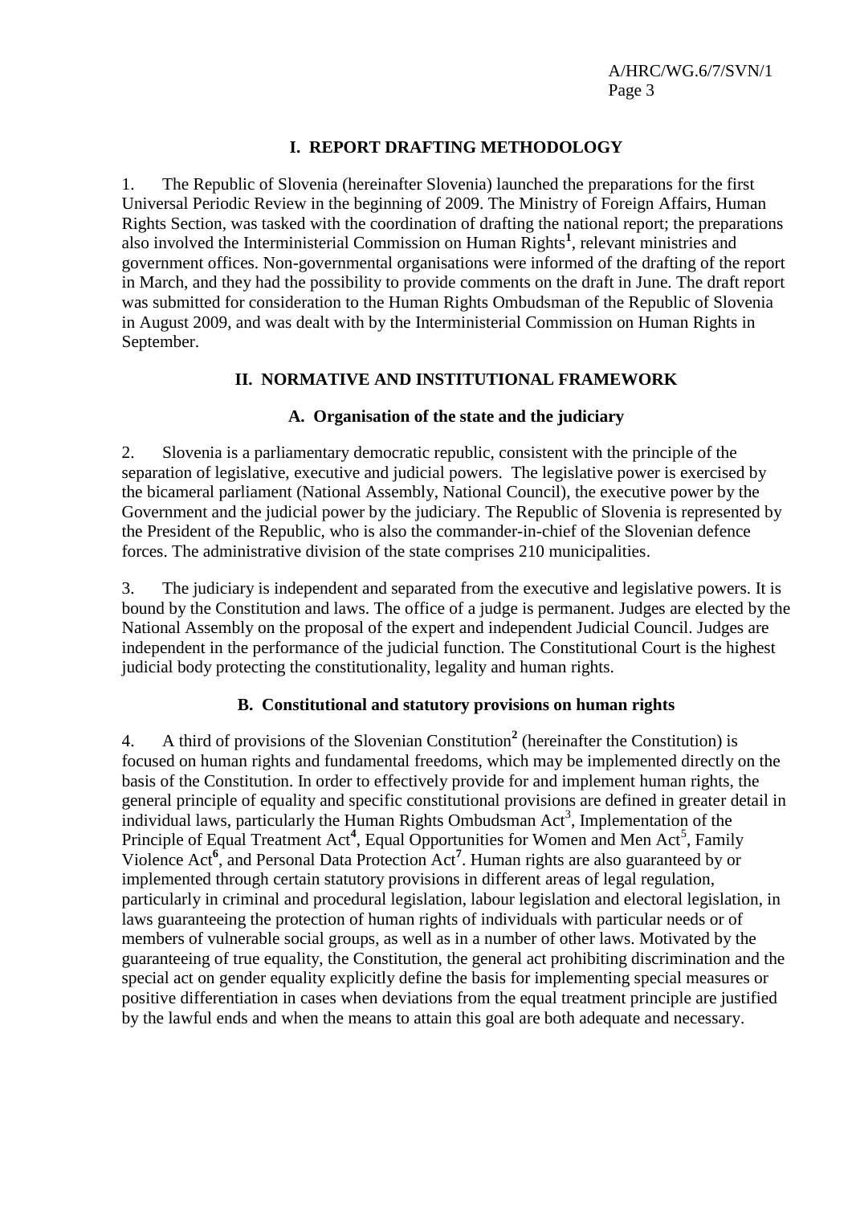## I. REPORT DRAFTING METHODOLOGY

1. The Republic of Slovenia (hereinafter Slovenia) launched the preparations for the first Universal Periodic Review in the beginning of 2009. The Ministry of Foreign Affairs, Human Rights Section, was tasked with the coordination of drafting the national report; the preparations also involved the Interministerial Commission on Human Rights[1], relevant ministries and government offices. Non-governmental organisations were informed of the drafting of the report in March, and they had the possibility to provide comments on the draft in June. The draft report was submitted for consideration to the Human Rights Ombudsman of the Republic of Slovenia in August 2009, and was dealt with by the Interministerial Commission on Human Rights in September.

## II. NORMATIVE AND INSTITUTIONAL FRAMEWORK

### A. Organisation of the state and the judiciary

2. Slovenia is a parliamentary democratic republic, consistent with the principle of the separation of legislative, executive and judicial powers. The legislative power is exercised by the bicameral parliament (National Assembly, National Council), the executive power by the Government and the judicial power by the judiciary. The Republic of Slovenia is represented by the President of the Republic, who is also the commander-in-chief of the Slovenian defence forces. The administrative division of the state comprises 210 municipalities.

3. The judiciary is independent and separated from the executive and legislative powers. It is bound by the Constitution and laws. The office of a judge is permanent. Judges are elected by the National Assembly on the proposal of the expert and independent Judicial Council. Judges are independent in the performance of the judicial function. The Constitutional Court is the highest judicial body protecting the constitutionality, legality and human rights.

### B. Constitutional and statutory provisions on human rights

4. A third of provisions of the Slovenian Constitution[2] (hereinafter the Constitution) is focused on human rights and fundamental freedoms, which may be implemented directly on the basis of the Constitution. In order to effectively provide for and implement human rights, the general principle of equality and specific constitutional provisions are defined in greater detail in individual laws, particularly the Human Rights Ombudsman Act[3], Implementation of the Principle of Equal Treatment Act[4], Equal Opportunities for Women and Men Act[5], Family Violence Act[6], and Personal Data Protection Act[7]. Human rights are also guaranteed by or implemented through certain statutory provisions in different areas of legal regulation, particularly in criminal and procedural legislation, labour legislation and electoral legislation, in laws guaranteeing the protection of human rights of individuals with particular needs or of members of vulnerable social groups, as well as in a number of other laws. Motivated by the guaranteeing of true equality, the Constitution, the general act prohibiting discrimination and the special act on gender equality explicitly define the basis for implementing special measures or positive differentiation in cases when deviations from the equal treatment principle are justified by the lawful ends and when the means to attain this goal are both adequate and necessary.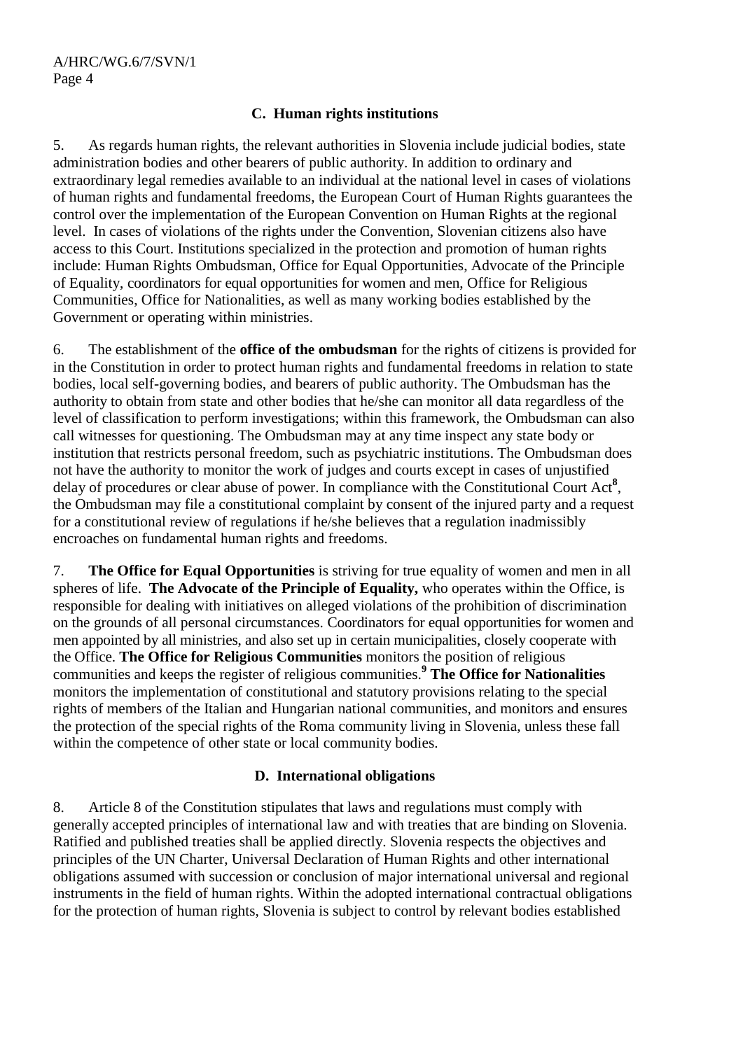### C. Human rights institutions

5. As regards human rights, the relevant authorities in Slovenia include judicial bodies, state administration bodies and other bearers of public authority. In addition to ordinary and extraordinary legal remedies available to an individual at the national level in cases of violations of human rights and fundamental freedoms, the European Court of Human Rights guarantees the control over the implementation of the European Convention on Human Rights at the regional level. In cases of violations of the rights under the Convention, Slovenian citizens also have access to this Court. Institutions specialized in the protection and promotion of human rights include: Human Rights Ombudsman, Office for Equal Opportunities, Advocate of the Principle of Equality, coordinators for equal opportunities for women and men, Office for Religious Communities, Office for Nationalities, as well as many working bodies established by the Government or operating within ministries.

6. The establishment of the **office of the ombudsman** for the rights of citizens is provided for in the Constitution in order to protect human rights and fundamental freedoms in relation to state bodies, local self-governing bodies, and bearers of public authority. The Ombudsman has the authority to obtain from state and other bodies that he/she can monitor all data regardless of the level of classification to perform investigations; within this framework, the Ombudsman can also call witnesses for questioning. The Ombudsman may at any time inspect any state body or institution that restricts personal freedom, such as psychiatric institutions. The Ombudsman does not have the authority to monitor the work of judges and courts except in cases of unjustified delay of procedures or clear abuse of power. In compliance with the Constitutional Court Act[8], the Ombudsman may file a constitutional complaint by consent of the injured party and a request for a constitutional review of regulations if he/she believes that a regulation inadmissibly encroaches on fundamental human rights and freedoms.

7. **The Office for Equal Opportunities** is striving for true equality of women and men in all spheres of life. **The Advocate of the Principle of Equality,** who operates within the Office, is responsible for dealing with initiatives on alleged violations of the prohibition of discrimination on the grounds of all personal circumstances. Coordinators for equal opportunities for women and men appointed by all ministries, and also set up in certain municipalities, closely cooperate with the Office. **The Office for Religious Communities** monitors the position of religious communities and keeps the register of religious communities.[9] **The Office for Nationalities** monitors the implementation of constitutional and statutory provisions relating to the special rights of members of the Italian and Hungarian national communities, and monitors and ensures the protection of the special rights of the Roma community living in Slovenia, unless these fall within the competence of other state or local community bodies.

### D. International obligations

8. Article 8 of the Constitution stipulates that laws and regulations must comply with generally accepted principles of international law and with treaties that are binding on Slovenia. Ratified and published treaties shall be applied directly. Slovenia respects the objectives and principles of the UN Charter, Universal Declaration of Human Rights and other international obligations assumed with succession or conclusion of major international universal and regional instruments in the field of human rights. Within the adopted international contractual obligations for the protection of human rights, Slovenia is subject to control by relevant bodies established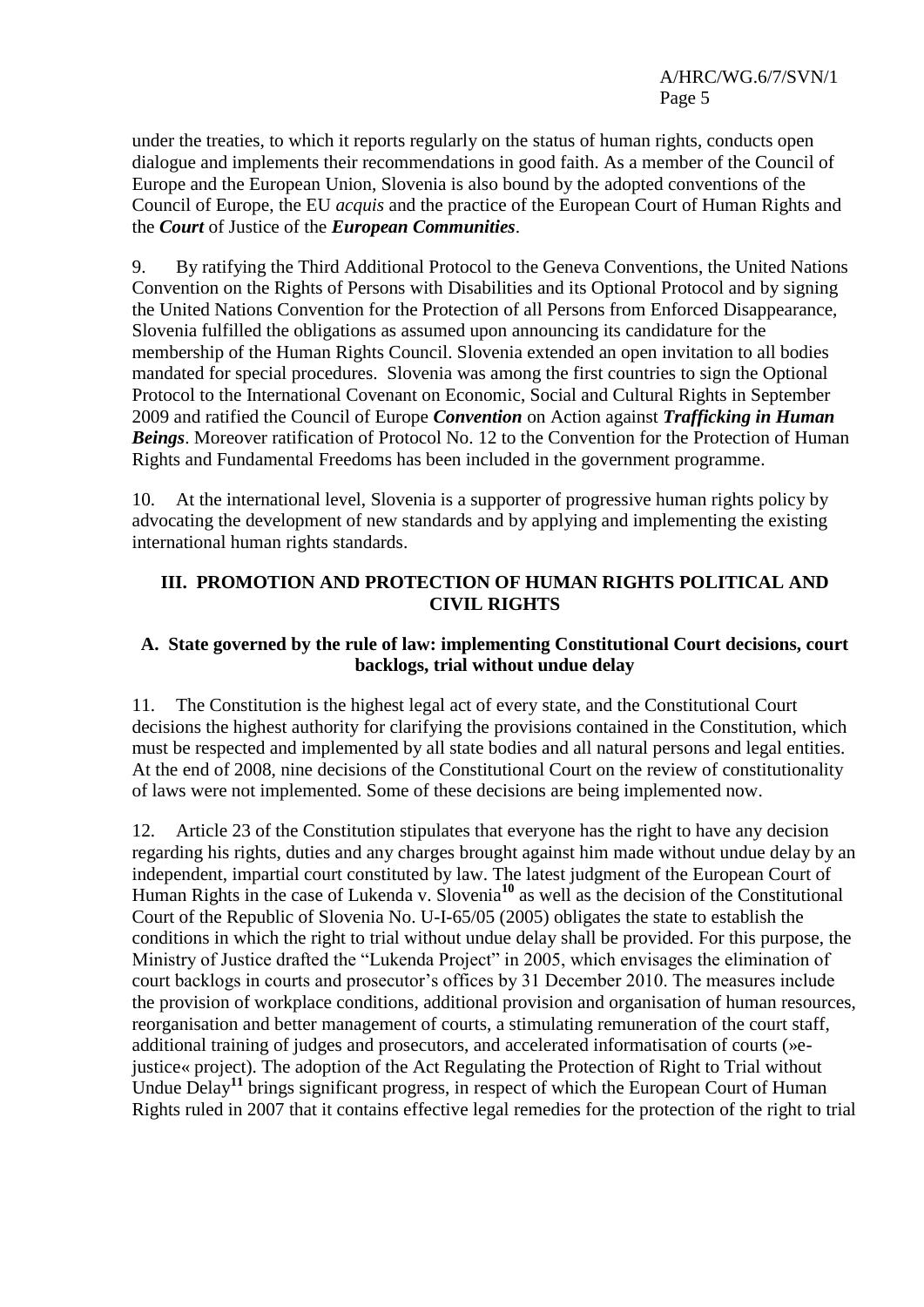under the treaties, to which it reports regularly on the status of human rights, conducts open dialogue and implements their recommendations in good faith. As a member of the Council of Europe and the European Union, Slovenia is also bound by the adopted conventions of the Council of Europe, the EU *acquis* and the practice of the European Court of Human Rights and the ***Court*** of Justice of the ***European Communities***.

9. By ratifying the Third Additional Protocol to the Geneva Conventions, the United Nations Convention on the Rights of Persons with Disabilities and its Optional Protocol and by signing the United Nations Convention for the Protection of all Persons from Enforced Disappearance, Slovenia fulfilled the obligations as assumed upon announcing its candidature for the membership of the Human Rights Council. Slovenia extended an open invitation to all bodies mandated for special procedures. Slovenia was among the first countries to sign the Optional Protocol to the International Covenant on Economic, Social and Cultural Rights in September 2009 and ratified the Council of Europe ***Convention*** on Action against ***Trafficking in Human Beings***. Moreover ratification of Protocol No. 12 to the Convention for the Protection of Human Rights and Fundamental Freedoms has been included in the government programme.

10. At the international level, Slovenia is a supporter of progressive human rights policy by advocating the development of new standards and by applying and implementing the existing international human rights standards.

## III. PROMOTION AND PROTECTION OF HUMAN RIGHTS POLITICAL AND CIVIL RIGHTS

### A. State governed by the rule of law: implementing Constitutional Court decisions, court backlogs, trial without undue delay

11. The Constitution is the highest legal act of every state, and the Constitutional Court decisions the highest authority for clarifying the provisions contained in the Constitution, which must be respected and implemented by all state bodies and all natural persons and legal entities. At the end of 2008, nine decisions of the Constitutional Court on the review of constitutionality of laws were not implemented. Some of these decisions are being implemented now.

12. Article 23 of the Constitution stipulates that everyone has the right to have any decision regarding his rights, duties and any charges brought against him made without undue delay by an independent, impartial court constituted by law. The latest judgment of the European Court of Human Rights in the case of Lukenda v. Slovenia[10] as well as the decision of the Constitutional Court of the Republic of Slovenia No. U-I-65/05 (2005) obligates the state to establish the conditions in which the right to trial without undue delay shall be provided. For this purpose, the Ministry of Justice drafted the "Lukenda Project" in 2005, which envisages the elimination of court backlogs in courts and prosecutor's offices by 31 December 2010. The measures include the provision of workplace conditions, additional provision and organisation of human resources, reorganisation and better management of courts, a stimulating remuneration of the court staff, additional training of judges and prosecutors, and accelerated informatisation of courts (»e-justice« project). The adoption of the Act Regulating the Protection of Right to Trial without Undue Delay[11] brings significant progress, in respect of which the European Court of Human Rights ruled in 2007 that it contains effective legal remedies for the protection of the right to trial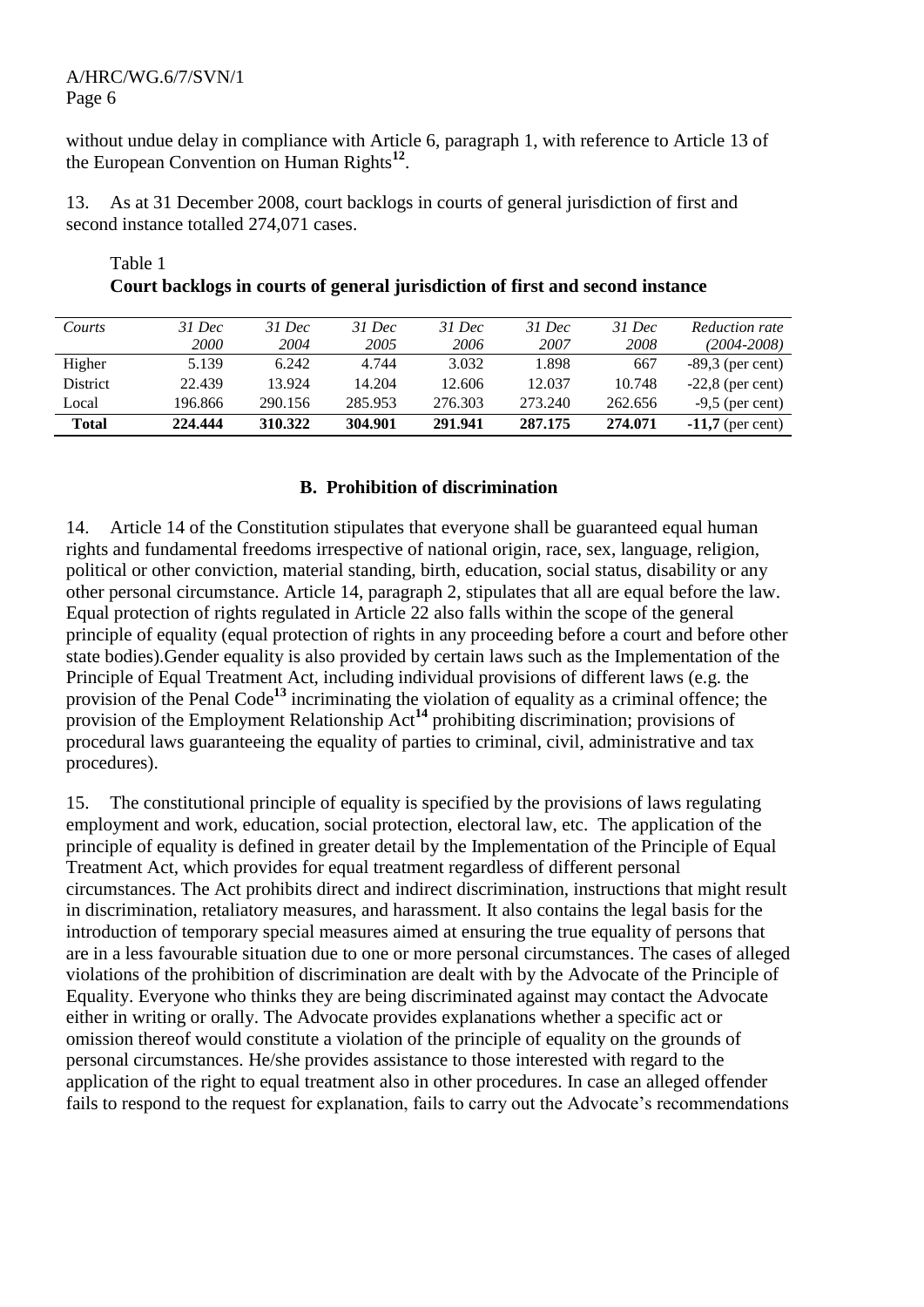without undue delay in compliance with Article 6, paragraph 1, with reference to Article 13 of the European Convention on Human Rights[12].

13. As at 31 December 2008, court backlogs in courts of general jurisdiction of first and second instance totalled 274,071 cases.

Table 1
**Court backlogs in courts of general jurisdiction of first and second instance**

| *Courts* | *31 Dec 2000* | *31 Dec 2004* | *31 Dec 2005* | *31 Dec 2006* | *31 Dec 2007* | *31 Dec 2008* | *Reduction rate (2004-2008)* |
|---|---|---|---|---|---|---|---|
| Higher | 5.139 | 6.242 | 4.744 | 3.032 | 1.898 | 667 | -89,3 (per cent) |
| District | 22.439 | 13.924 | 14.204 | 12.606 | 12.037 | 10.748 | -22,8 (per cent) |
| Local | 196.866 | 290.156 | 285.953 | 276.303 | 273.240 | 262.656 | -9,5 (per cent) |
| **Total** | **224.444** | **310.322** | **304.901** | **291.941** | **287.175** | **274.071** | **-11,7** (per cent) |

## B. Prohibition of discrimination

14. Article 14 of the Constitution stipulates that everyone shall be guaranteed equal human rights and fundamental freedoms irrespective of national origin, race, sex, language, religion, political or other conviction, material standing, birth, education, social status, disability or any other personal circumstance. Article 14, paragraph 2, stipulates that all are equal before the law. Equal protection of rights regulated in Article 22 also falls within the scope of the general principle of equality (equal protection of rights in any proceeding before a court and before other state bodies).Gender equality is also provided by certain laws such as the Implementation of the Principle of Equal Treatment Act, including individual provisions of different laws (e.g. the provision of the Penal Code[13] incriminating the violation of equality as a criminal offence; the provision of the Employment Relationship Act[14] prohibiting discrimination; provisions of procedural laws guaranteeing the equality of parties to criminal, civil, administrative and tax procedures).

15. The constitutional principle of equality is specified by the provisions of laws regulating employment and work, education, social protection, electoral law, etc. The application of the principle of equality is defined in greater detail by the Implementation of the Principle of Equal Treatment Act, which provides for equal treatment regardless of different personal circumstances. The Act prohibits direct and indirect discrimination, instructions that might result in discrimination, retaliatory measures, and harassment. It also contains the legal basis for the introduction of temporary special measures aimed at ensuring the true equality of persons that are in a less favourable situation due to one or more personal circumstances. The cases of alleged violations of the prohibition of discrimination are dealt with by the Advocate of the Principle of Equality. Everyone who thinks they are being discriminated against may contact the Advocate either in writing or orally. The Advocate provides explanations whether a specific act or omission thereof would constitute a violation of the principle of equality on the grounds of personal circumstances. He/she provides assistance to those interested with regard to the application of the right to equal treatment also in other procedures. In case an alleged offender fails to respond to the request for explanation, fails to carry out the Advocate's recommendations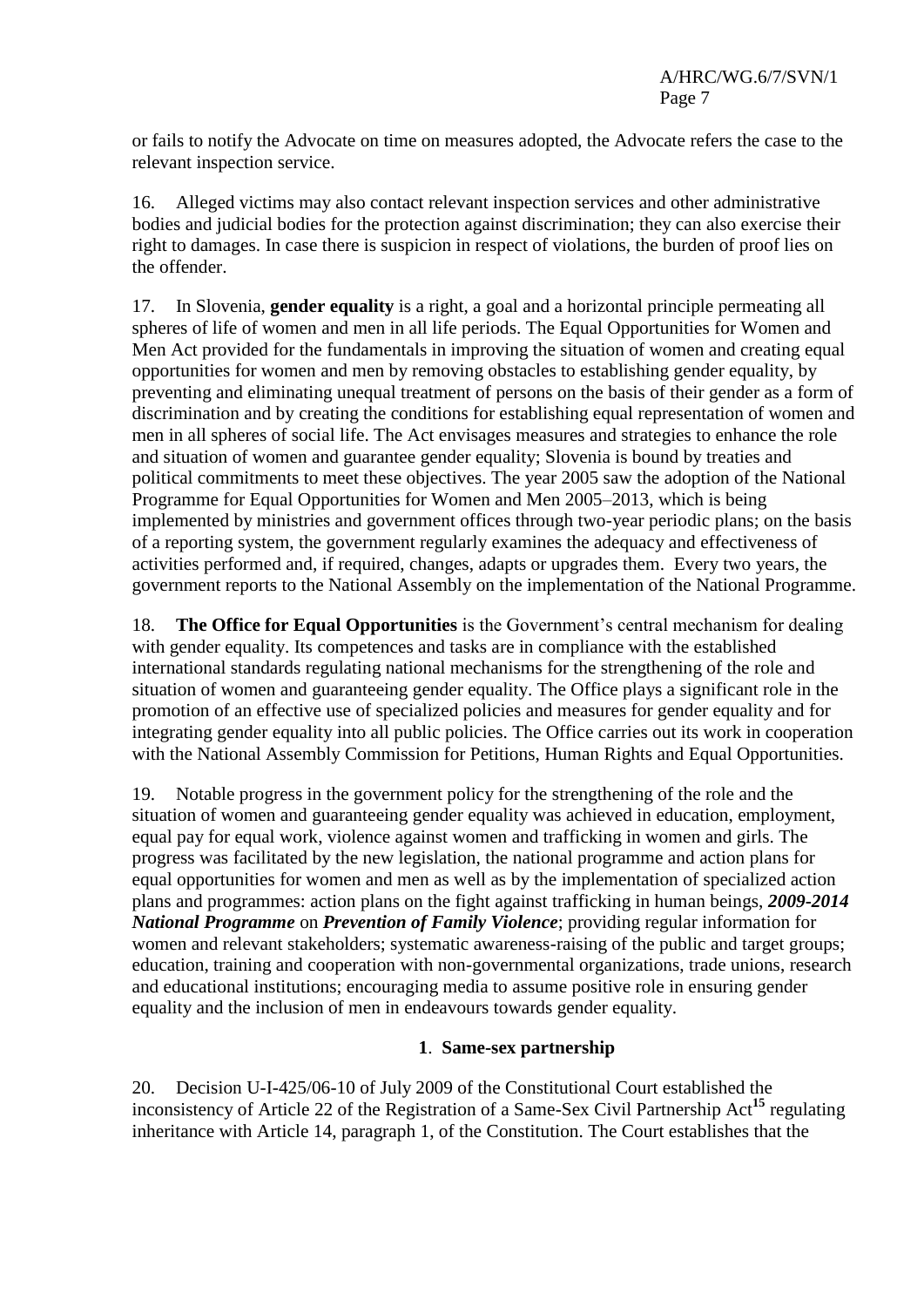or fails to notify the Advocate on time on measures adopted, the Advocate refers the case to the relevant inspection service.

16. Alleged victims may also contact relevant inspection services and other administrative bodies and judicial bodies for the protection against discrimination; they can also exercise their right to damages. In case there is suspicion in respect of violations, the burden of proof lies on the offender.

17. In Slovenia, **gender equality** is a right, a goal and a horizontal principle permeating all spheres of life of women and men in all life periods. The Equal Opportunities for Women and Men Act provided for the fundamentals in improving the situation of women and creating equal opportunities for women and men by removing obstacles to establishing gender equality, by preventing and eliminating unequal treatment of persons on the basis of their gender as a form of discrimination and by creating the conditions for establishing equal representation of women and men in all spheres of social life. The Act envisages measures and strategies to enhance the role and situation of women and guarantee gender equality; Slovenia is bound by treaties and political commitments to meet these objectives. The year 2005 saw the adoption of the National Programme for Equal Opportunities for Women and Men 2005–2013, which is being implemented by ministries and government offices through two-year periodic plans; on the basis of a reporting system, the government regularly examines the adequacy and effectiveness of activities performed and, if required, changes, adapts or upgrades them. Every two years, the government reports to the National Assembly on the implementation of the National Programme.

18. **The Office for Equal Opportunities** is the Government's central mechanism for dealing with gender equality. Its competences and tasks are in compliance with the established international standards regulating national mechanisms for the strengthening of the role and situation of women and guaranteeing gender equality. The Office plays a significant role in the promotion of an effective use of specialized policies and measures for gender equality and for integrating gender equality into all public policies. The Office carries out its work in cooperation with the National Assembly Commission for Petitions, Human Rights and Equal Opportunities.

19. Notable progress in the government policy for the strengthening of the role and the situation of women and guaranteeing gender equality was achieved in education, employment, equal pay for equal work, violence against women and trafficking in women and girls. The progress was facilitated by the new legislation, the national programme and action plans for equal opportunities for women and men as well as by the implementation of specialized action plans and programmes: action plans on the fight against trafficking in human beings, ***2009-2014 National Programme*** on ***Prevention of Family Violence***; providing regular information for women and relevant stakeholders; systematic awareness-raising of the public and target groups; education, training and cooperation with non-governmental organizations, trade unions, research and educational institutions; encouraging media to assume positive role in ensuring gender equality and the inclusion of men in endeavours towards gender equality.

### 1. Same-sex partnership

20. Decision U-I-425/06-10 of July 2009 of the Constitutional Court established the inconsistency of Article 22 of the Registration of a Same-Sex Civil Partnership Act[15] regulating inheritance with Article 14, paragraph 1, of the Constitution. The Court establishes that the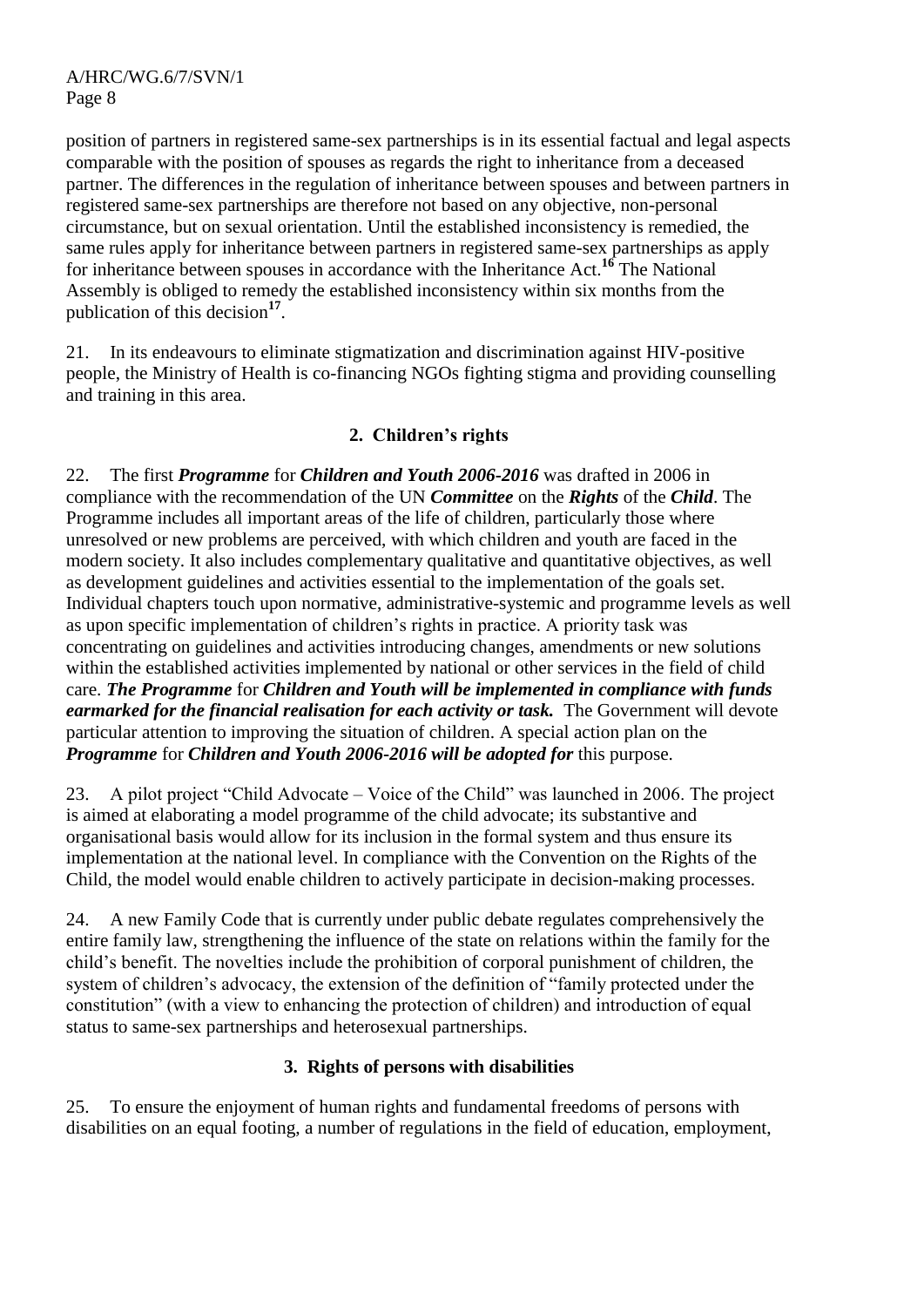position of partners in registered same-sex partnerships is in its essential factual and legal aspects comparable with the position of spouses as regards the right to inheritance from a deceased partner. The differences in the regulation of inheritance between spouses and between partners in registered same-sex partnerships are therefore not based on any objective, non-personal circumstance, but on sexual orientation. Until the established inconsistency is remedied, the same rules apply for inheritance between partners in registered same-sex partnerships as apply for inheritance between spouses in accordance with the Inheritance Act.[16] The National Assembly is obliged to remedy the established inconsistency within six months from the publication of this decision[17].

21. In its endeavours to eliminate stigmatization and discrimination against HIV-positive people, the Ministry of Health is co-financing NGOs fighting stigma and providing counselling and training in this area.

### 2. Children's rights

22. The first ***Programme*** for ***Children and Youth 2006-2016*** was drafted in 2006 in compliance with the recommendation of the UN ***Committee*** on the ***Rights*** of the ***Child***. The Programme includes all important areas of the life of children, particularly those where unresolved or new problems are perceived, with which children and youth are faced in the modern society. It also includes complementary qualitative and quantitative objectives, as well as development guidelines and activities essential to the implementation of the goals set. Individual chapters touch upon normative, administrative-systemic and programme levels as well as upon specific implementation of children's rights in practice. A priority task was concentrating on guidelines and activities introducing changes, amendments or new solutions within the established activities implemented by national or other services in the field of child care. ***The Programme*** for ***Children and Youth will be implemented in compliance with funds earmarked for the financial realisation for each activity or task.*** The Government will devote particular attention to improving the situation of children. A special action plan on the ***Programme*** for ***Children and Youth 2006-2016 will be adopted for*** this purpose.

23. A pilot project "Child Advocate – Voice of the Child" was launched in 2006. The project is aimed at elaborating a model programme of the child advocate; its substantive and organisational basis would allow for its inclusion in the formal system and thus ensure its implementation at the national level. In compliance with the Convention on the Rights of the Child, the model would enable children to actively participate in decision-making processes.

24. A new Family Code that is currently under public debate regulates comprehensively the entire family law, strengthening the influence of the state on relations within the family for the child's benefit. The novelties include the prohibition of corporal punishment of children, the system of children's advocacy, the extension of the definition of "family protected under the constitution" (with a view to enhancing the protection of children) and introduction of equal status to same-sex partnerships and heterosexual partnerships.

### 3. Rights of persons with disabilities

25. To ensure the enjoyment of human rights and fundamental freedoms of persons with disabilities on an equal footing, a number of regulations in the field of education, employment,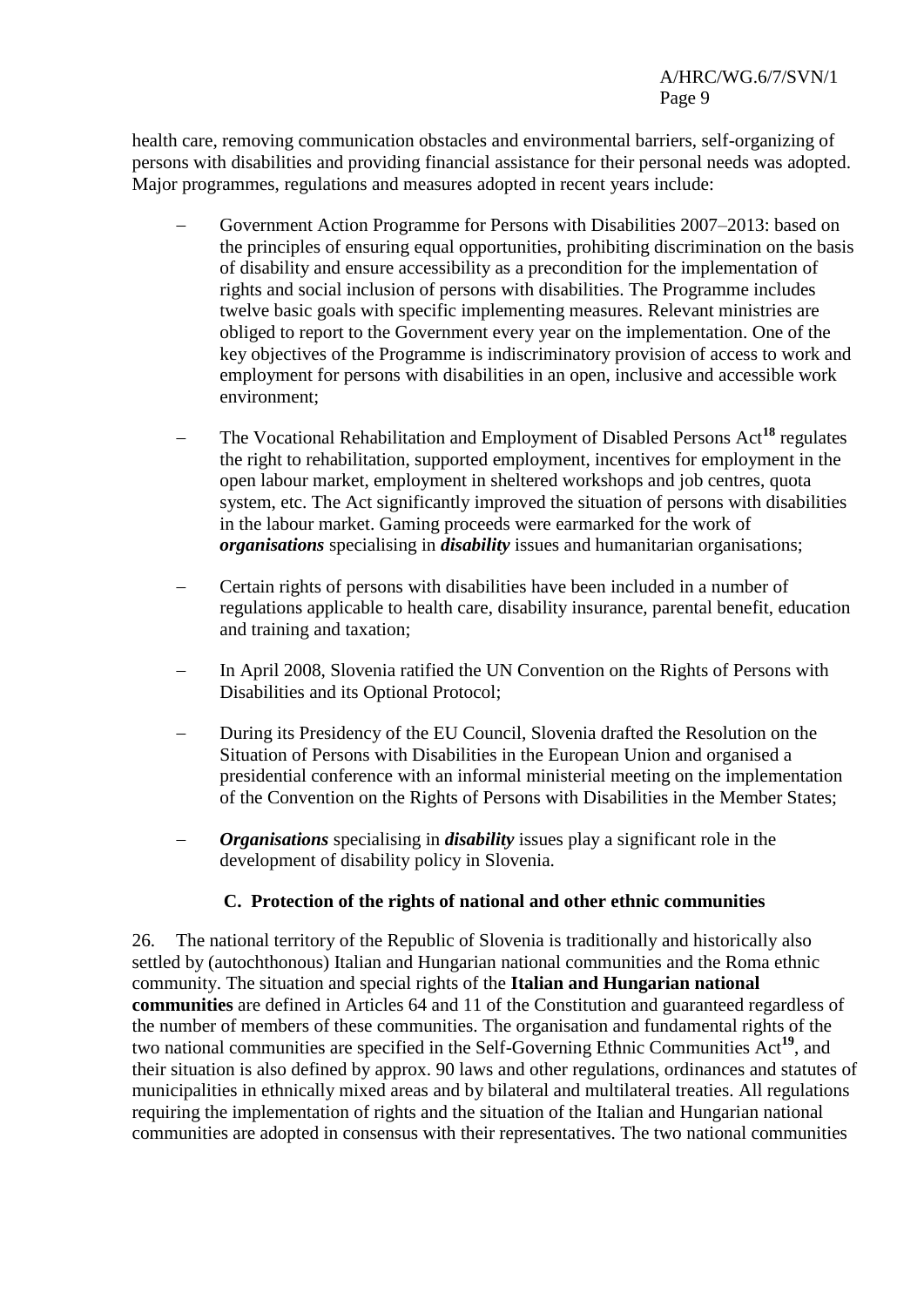health care, removing communication obstacles and environmental barriers, self-organizing of persons with disabilities and providing financial assistance for their personal needs was adopted. Major programmes, regulations and measures adopted in recent years include:

- Government Action Programme for Persons with Disabilities 2007–2013: based on the principles of ensuring equal opportunities, prohibiting discrimination on the basis of disability and ensure accessibility as a precondition for the implementation of rights and social inclusion of persons with disabilities. The Programme includes twelve basic goals with specific implementing measures. Relevant ministries are obliged to report to the Government every year on the implementation. One of the key objectives of the Programme is indiscriminatory provision of access to work and employment for persons with disabilities in an open, inclusive and accessible work environment;
- The Vocational Rehabilitation and Employment of Disabled Persons Act[18] regulates the right to rehabilitation, supported employment, incentives for employment in the open labour market, employment in sheltered workshops and job centres, quota system, etc. The Act significantly improved the situation of persons with disabilities in the labour market. Gaming proceeds were earmarked for the work of ***organisations*** specialising in ***disability*** issues and humanitarian organisations;
- Certain rights of persons with disabilities have been included in a number of regulations applicable to health care, disability insurance, parental benefit, education and training and taxation;
- In April 2008, Slovenia ratified the UN Convention on the Rights of Persons with Disabilities and its Optional Protocol;
- During its Presidency of the EU Council, Slovenia drafted the Resolution on the Situation of Persons with Disabilities in the European Union and organised a presidential conference with an informal ministerial meeting on the implementation of the Convention on the Rights of Persons with Disabilities in the Member States;
- ***Organisations*** specialising in ***disability*** issues play a significant role in the development of disability policy in Slovenia.

### C. Protection of the rights of national and other ethnic communities

26. The national territory of the Republic of Slovenia is traditionally and historically also settled by (autochthonous) Italian and Hungarian national communities and the Roma ethnic community. The situation and special rights of the **Italian and Hungarian national communities** are defined in Articles 64 and 11 of the Constitution and guaranteed regardless of the number of members of these communities. The organisation and fundamental rights of the two national communities are specified in the Self-Governing Ethnic Communities Act[19], and their situation is also defined by approx. 90 laws and other regulations, ordinances and statutes of municipalities in ethnically mixed areas and by bilateral and multilateral treaties. All regulations requiring the implementation of rights and the situation of the Italian and Hungarian national communities are adopted in consensus with their representatives. The two national communities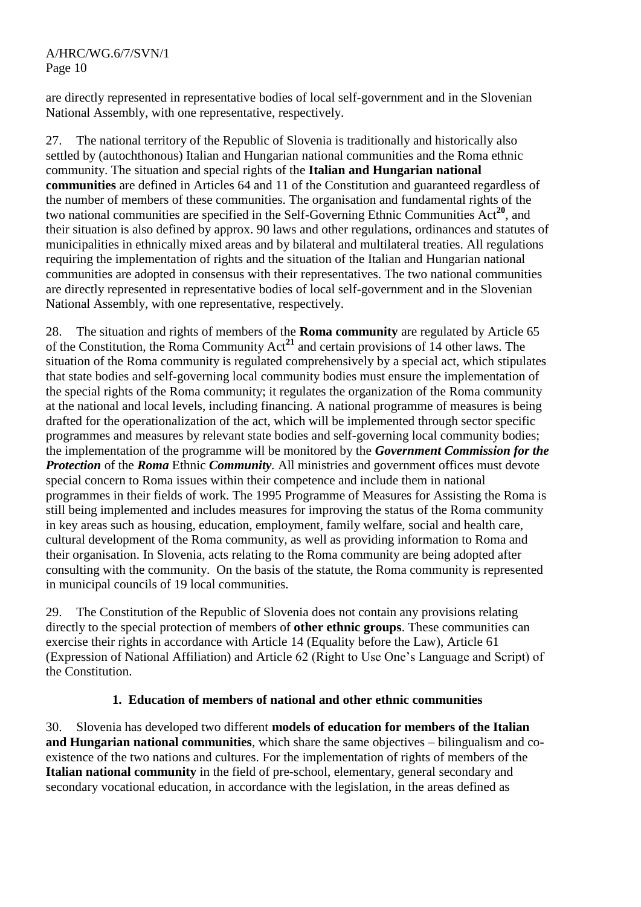are directly represented in representative bodies of local self-government and in the Slovenian National Assembly, with one representative, respectively.

27. The national territory of the Republic of Slovenia is traditionally and historically also settled by (autochthonous) Italian and Hungarian national communities and the Roma ethnic community. The situation and special rights of the **Italian and Hungarian national communities** are defined in Articles 64 and 11 of the Constitution and guaranteed regardless of the number of members of these communities. The organisation and fundamental rights of the two national communities are specified in the Self-Governing Ethnic Communities Act[20], and their situation is also defined by approx. 90 laws and other regulations, ordinances and statutes of municipalities in ethnically mixed areas and by bilateral and multilateral treaties. All regulations requiring the implementation of rights and the situation of the Italian and Hungarian national communities are adopted in consensus with their representatives. The two national communities are directly represented in representative bodies of local self-government and in the Slovenian National Assembly, with one representative, respectively.

28. The situation and rights of members of the **Roma community** are regulated by Article 65 of the Constitution, the Roma Community Act[21] and certain provisions of 14 other laws. The situation of the Roma community is regulated comprehensively by a special act, which stipulates that state bodies and self-governing local community bodies must ensure the implementation of the special rights of the Roma community; it regulates the organization of the Roma community at the national and local levels, including financing. A national programme of measures is being drafted for the operationalization of the act, which will be implemented through sector specific programmes and measures by relevant state bodies and self-governing local community bodies; the implementation of the programme will be monitored by the ***Government Commission for the Protection*** of the ***Roma*** Ethnic ***Community***. All ministries and government offices must devote special concern to Roma issues within their competence and include them in national programmes in their fields of work. The 1995 Programme of Measures for Assisting the Roma is still being implemented and includes measures for improving the status of the Roma community in key areas such as housing, education, employment, family welfare, social and health care, cultural development of the Roma community, as well as providing information to Roma and their organisation. In Slovenia, acts relating to the Roma community are being adopted after consulting with the community. On the basis of the statute, the Roma community is represented in municipal councils of 19 local communities.

29. The Constitution of the Republic of Slovenia does not contain any provisions relating directly to the special protection of members of **other ethnic groups**. These communities can exercise their rights in accordance with Article 14 (Equality before the Law), Article 61 (Expression of National Affiliation) and Article 62 (Right to Use One's Language and Script) of the Constitution.

### 1. Education of members of national and other ethnic communities

30. Slovenia has developed two different **models of education for members of the Italian and Hungarian national communities**, which share the same objectives – bilingualism and co-existence of the two nations and cultures. For the implementation of rights of members of the **Italian national community** in the field of pre-school, elementary, general secondary and secondary vocational education, in accordance with the legislation, in the areas defined as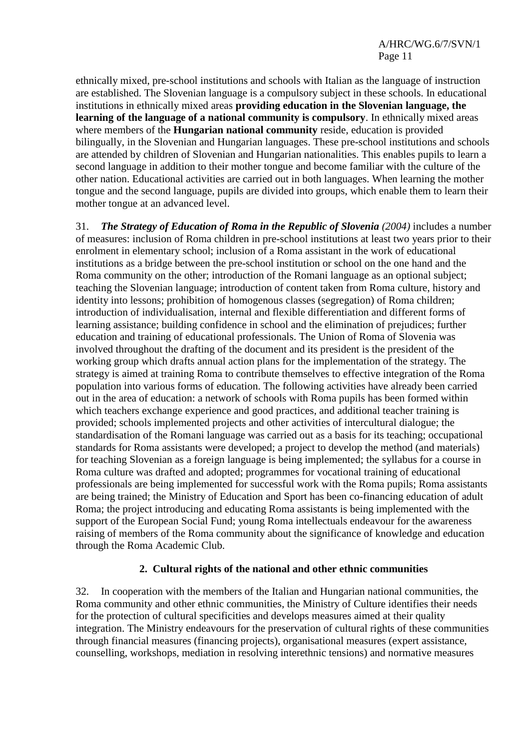ethnically mixed, pre-school institutions and schools with Italian as the language of instruction are established. The Slovenian language is a compulsory subject in these schools. In educational institutions in ethnically mixed areas **providing education in the Slovenian language, the learning of the language of a national community is compulsory**. In ethnically mixed areas where members of the **Hungarian national community** reside, education is provided bilingually, in the Slovenian and Hungarian languages. These pre-school institutions and schools are attended by children of Slovenian and Hungarian nationalities. This enables pupils to learn a second language in addition to their mother tongue and become familiar with the culture of the other nation. Educational activities are carried out in both languages. When learning the mother tongue and the second language, pupils are divided into groups, which enable them to learn their mother tongue at an advanced level.

31. ***The Strategy of Education of Roma in the Republic of Slovenia*** *(2004)* includes a number of measures: inclusion of Roma children in pre-school institutions at least two years prior to their enrolment in elementary school; inclusion of a Roma assistant in the work of educational institutions as a bridge between the pre-school institution or school on the one hand and the Roma community on the other; introduction of the Romani language as an optional subject; teaching the Slovenian language; introduction of content taken from Roma culture, history and identity into lessons; prohibition of homogenous classes (segregation) of Roma children; introduction of individualisation, internal and flexible differentiation and different forms of learning assistance; building confidence in school and the elimination of prejudices; further education and training of educational professionals. The Union of Roma of Slovenia was involved throughout the drafting of the document and its president is the president of the working group which drafts annual action plans for the implementation of the strategy. The strategy is aimed at training Roma to contribute themselves to effective integration of the Roma population into various forms of education. The following activities have already been carried out in the area of education: a network of schools with Roma pupils has been formed within which teachers exchange experience and good practices, and additional teacher training is provided; schools implemented projects and other activities of intercultural dialogue; the standardisation of the Romani language was carried out as a basis for its teaching; occupational standards for Roma assistants were developed; a project to develop the method (and materials) for teaching Slovenian as a foreign language is being implemented; the syllabus for a course in Roma culture was drafted and adopted; programmes for vocational training of educational professionals are being implemented for successful work with the Roma pupils; Roma assistants are being trained; the Ministry of Education and Sport has been co-financing education of adult Roma; the project introducing and educating Roma assistants is being implemented with the support of the European Social Fund; young Roma intellectuals endeavour for the awareness raising of members of the Roma community about the significance of knowledge and education through the Roma Academic Club.

### 2. Cultural rights of the national and other ethnic communities

32. In cooperation with the members of the Italian and Hungarian national communities, the Roma community and other ethnic communities, the Ministry of Culture identifies their needs for the protection of cultural specificities and develops measures aimed at their quality integration. The Ministry endeavours for the preservation of cultural rights of these communities through financial measures (financing projects), organisational measures (expert assistance, counselling, workshops, mediation in resolving interethnic tensions) and normative measures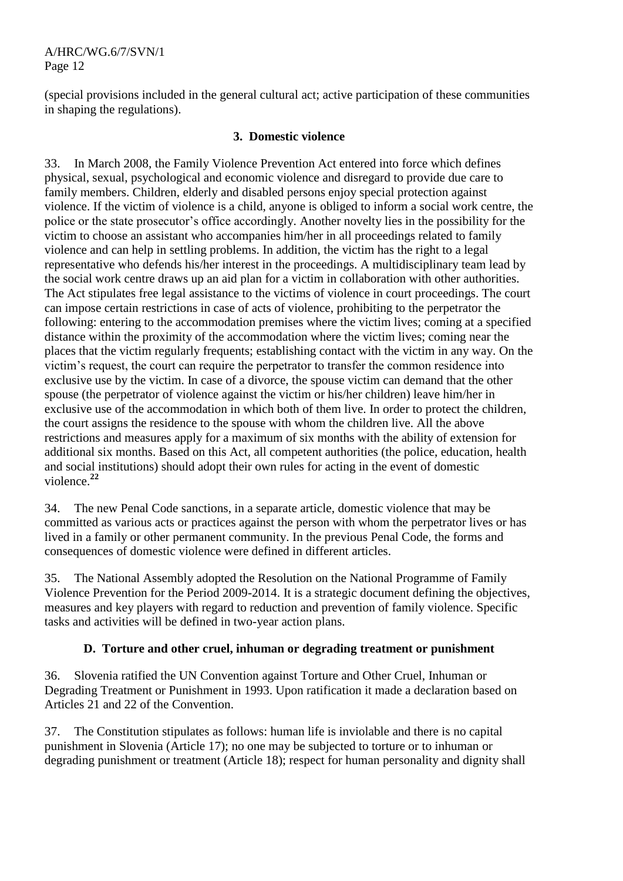(special provisions included in the general cultural act; active participation of these communities in shaping the regulations).

### 3. Domestic violence

33. In March 2008, the Family Violence Prevention Act entered into force which defines physical, sexual, psychological and economic violence and disregard to provide due care to family members. Children, elderly and disabled persons enjoy special protection against violence. If the victim of violence is a child, anyone is obliged to inform a social work centre, the police or the state prosecutor's office accordingly. Another novelty lies in the possibility for the victim to choose an assistant who accompanies him/her in all proceedings related to family violence and can help in settling problems. In addition, the victim has the right to a legal representative who defends his/her interest in the proceedings. A multidisciplinary team lead by the social work centre draws up an aid plan for a victim in collaboration with other authorities. The Act stipulates free legal assistance to the victims of violence in court proceedings. The court can impose certain restrictions in case of acts of violence, prohibiting to the perpetrator the following: entering to the accommodation premises where the victim lives; coming at a specified distance within the proximity of the accommodation where the victim lives; coming near the places that the victim regularly frequents; establishing contact with the victim in any way. On the victim's request, the court can require the perpetrator to transfer the common residence into exclusive use by the victim. In case of a divorce, the spouse victim can demand that the other spouse (the perpetrator of violence against the victim or his/her children) leave him/her in exclusive use of the accommodation in which both of them live. In order to protect the children, the court assigns the residence to the spouse with whom the children live. All the above restrictions and measures apply for a maximum of six months with the ability of extension for additional six months. Based on this Act, all competent authorities (the police, education, health and social institutions) should adopt their own rules for acting in the event of domestic violence.[22]

34. The new Penal Code sanctions, in a separate article, domestic violence that may be committed as various acts or practices against the person with whom the perpetrator lives or has lived in a family or other permanent community. In the previous Penal Code, the forms and consequences of domestic violence were defined in different articles.

35. The National Assembly adopted the Resolution on the National Programme of Family Violence Prevention for the Period 2009-2014. It is a strategic document defining the objectives, measures and key players with regard to reduction and prevention of family violence. Specific tasks and activities will be defined in two-year action plans.

## D. Torture and other cruel, inhuman or degrading treatment or punishment

36. Slovenia ratified the UN Convention against Torture and Other Cruel, Inhuman or Degrading Treatment or Punishment in 1993. Upon ratification it made a declaration based on Articles 21 and 22 of the Convention.

37. The Constitution stipulates as follows: human life is inviolable and there is no capital punishment in Slovenia (Article 17); no one may be subjected to torture or to inhuman or degrading punishment or treatment (Article 18); respect for human personality and dignity shall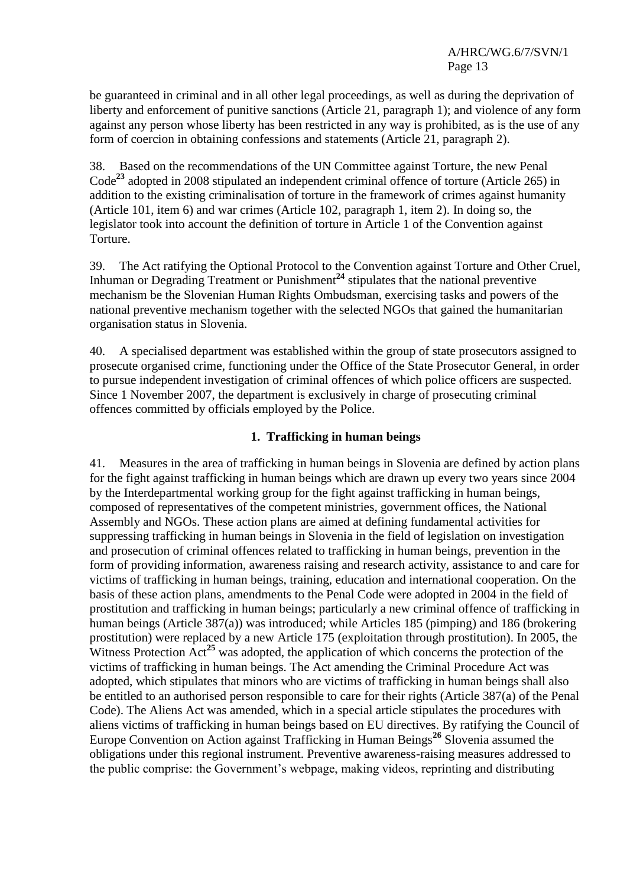be guaranteed in criminal and in all other legal proceedings, as well as during the deprivation of liberty and enforcement of punitive sanctions (Article 21, paragraph 1); and violence of any form against any person whose liberty has been restricted in any way is prohibited, as is the use of any form of coercion in obtaining confessions and statements (Article 21, paragraph 2).

38. Based on the recommendations of the UN Committee against Torture, the new Penal Code[23] adopted in 2008 stipulated an independent criminal offence of torture (Article 265) in addition to the existing criminalisation of torture in the framework of crimes against humanity (Article 101, item 6) and war crimes (Article 102, paragraph 1, item 2). In doing so, the legislator took into account the definition of torture in Article 1 of the Convention against Torture.

39. The Act ratifying the Optional Protocol to the Convention against Torture and Other Cruel, Inhuman or Degrading Treatment or Punishment[24] stipulates that the national preventive mechanism be the Slovenian Human Rights Ombudsman, exercising tasks and powers of the national preventive mechanism together with the selected NGOs that gained the humanitarian organisation status in Slovenia.

40. A specialised department was established within the group of state prosecutors assigned to prosecute organised crime, functioning under the Office of the State Prosecutor General, in order to pursue independent investigation of criminal offences of which police officers are suspected. Since 1 November 2007, the department is exclusively in charge of prosecuting criminal offences committed by officials employed by the Police.

### 1. Trafficking in human beings

41. Measures in the area of trafficking in human beings in Slovenia are defined by action plans for the fight against trafficking in human beings which are drawn up every two years since 2004 by the Interdepartmental working group for the fight against trafficking in human beings, composed of representatives of the competent ministries, government offices, the National Assembly and NGOs. These action plans are aimed at defining fundamental activities for suppressing trafficking in human beings in Slovenia in the field of legislation on investigation and prosecution of criminal offences related to trafficking in human beings, prevention in the form of providing information, awareness raising and research activity, assistance to and care for victims of trafficking in human beings, training, education and international cooperation. On the basis of these action plans, amendments to the Penal Code were adopted in 2004 in the field of prostitution and trafficking in human beings; particularly a new criminal offence of trafficking in human beings (Article 387(a)) was introduced; while Articles 185 (pimping) and 186 (brokering prostitution) were replaced by a new Article 175 (exploitation through prostitution). In 2005, the Witness Protection Act[25] was adopted, the application of which concerns the protection of the victims of trafficking in human beings. The Act amending the Criminal Procedure Act was adopted, which stipulates that minors who are victims of trafficking in human beings shall also be entitled to an authorised person responsible to care for their rights (Article 387(a) of the Penal Code). The Aliens Act was amended, which in a special article stipulates the procedures with aliens victims of trafficking in human beings based on EU directives. By ratifying the Council of Europe Convention on Action against Trafficking in Human Beings[26] Slovenia assumed the obligations under this regional instrument. Preventive awareness-raising measures addressed to the public comprise: the Government's webpage, making videos, reprinting and distributing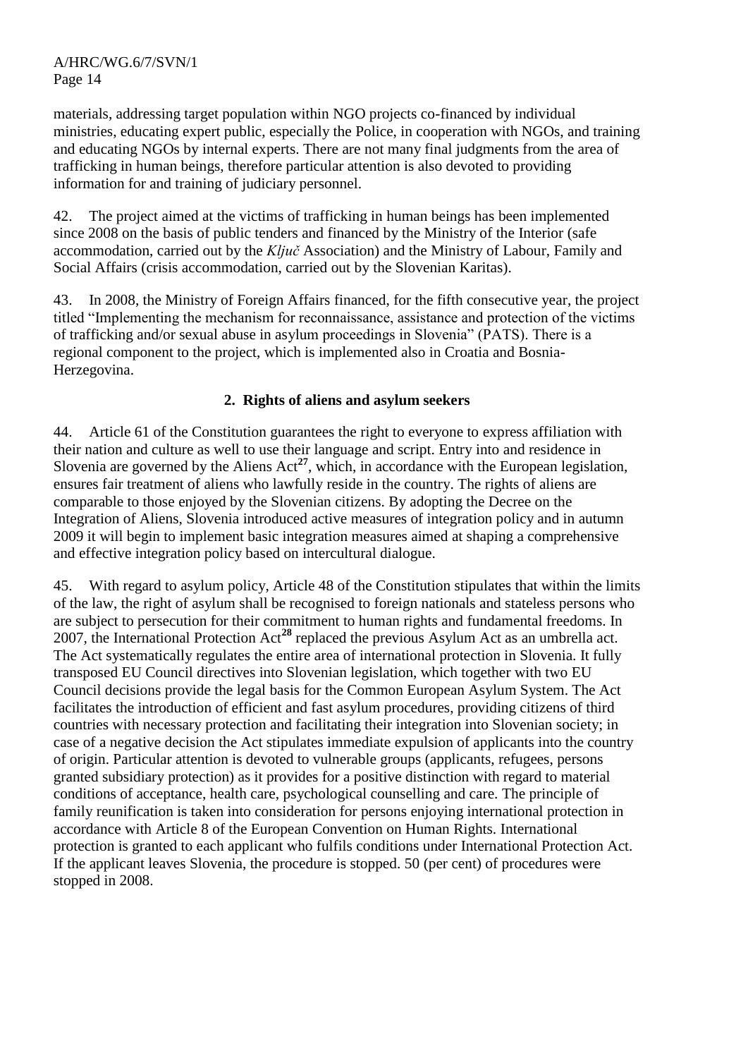materials, addressing target population within NGO projects co-financed by individual ministries, educating expert public, especially the Police, in cooperation with NGOs, and training and educating NGOs by internal experts. There are not many final judgments from the area of trafficking in human beings, therefore particular attention is also devoted to providing information for and training of judiciary personnel.

42. The project aimed at the victims of trafficking in human beings has been implemented since 2008 on the basis of public tenders and financed by the Ministry of the Interior (safe accommodation, carried out by the *Ključ* Association) and the Ministry of Labour, Family and Social Affairs (crisis accommodation, carried out by the Slovenian Karitas).

43. In 2008, the Ministry of Foreign Affairs financed, for the fifth consecutive year, the project titled "Implementing the mechanism for reconnaissance, assistance and protection of the victims of trafficking and/or sexual abuse in asylum proceedings in Slovenia" (PATS). There is a regional component to the project, which is implemented also in Croatia and Bosnia-Herzegovina.

### 2. Rights of aliens and asylum seekers

44. Article 61 of the Constitution guarantees the right to everyone to express affiliation with their nation and culture as well to use their language and script. Entry into and residence in Slovenia are governed by the Aliens Act[27], which, in accordance with the European legislation, ensures fair treatment of aliens who lawfully reside in the country. The rights of aliens are comparable to those enjoyed by the Slovenian citizens. By adopting the Decree on the Integration of Aliens, Slovenia introduced active measures of integration policy and in autumn 2009 it will begin to implement basic integration measures aimed at shaping a comprehensive and effective integration policy based on intercultural dialogue.

45. With regard to asylum policy, Article 48 of the Constitution stipulates that within the limits of the law, the right of asylum shall be recognised to foreign nationals and stateless persons who are subject to persecution for their commitment to human rights and fundamental freedoms. In 2007, the International Protection Act[28] replaced the previous Asylum Act as an umbrella act. The Act systematically regulates the entire area of international protection in Slovenia. It fully transposed EU Council directives into Slovenian legislation, which together with two EU Council decisions provide the legal basis for the Common European Asylum System. The Act facilitates the introduction of efficient and fast asylum procedures, providing citizens of third countries with necessary protection and facilitating their integration into Slovenian society; in case of a negative decision the Act stipulates immediate expulsion of applicants into the country of origin. Particular attention is devoted to vulnerable groups (applicants, refugees, persons granted subsidiary protection) as it provides for a positive distinction with regard to material conditions of acceptance, health care, psychological counselling and care. The principle of family reunification is taken into consideration for persons enjoying international protection in accordance with Article 8 of the European Convention on Human Rights. International protection is granted to each applicant who fulfils conditions under International Protection Act. If the applicant leaves Slovenia, the procedure is stopped. 50 (per cent) of procedures were stopped in 2008.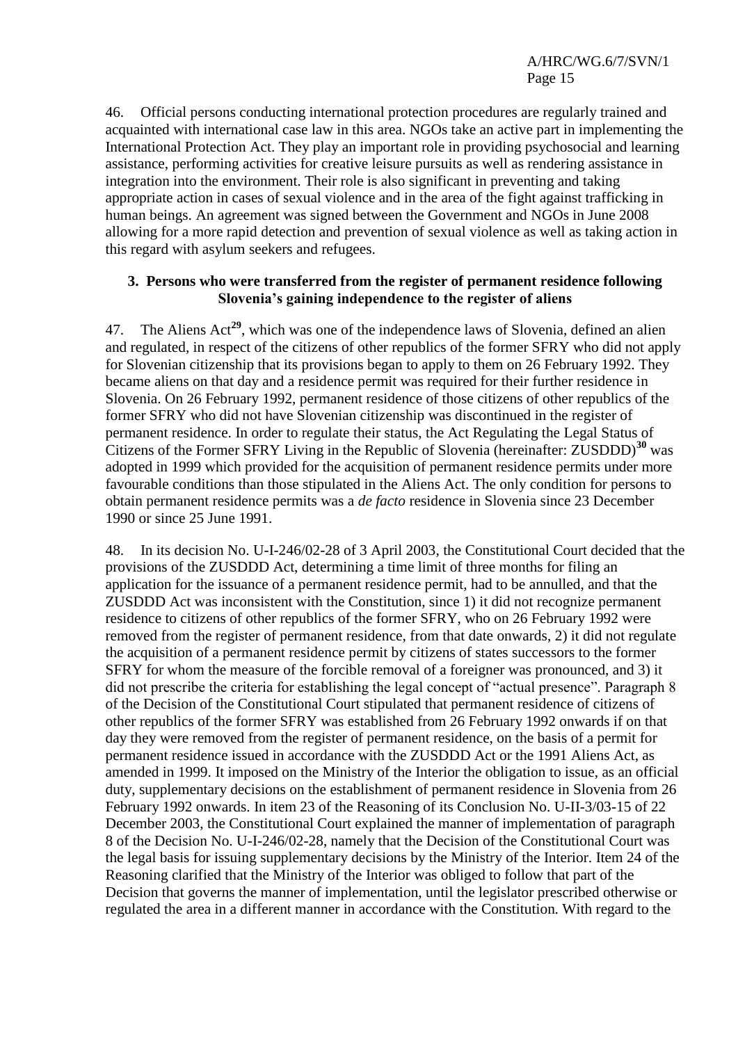46. Official persons conducting international protection procedures are regularly trained and acquainted with international case law in this area. NGOs take an active part in implementing the International Protection Act. They play an important role in providing psychosocial and learning assistance, performing activities for creative leisure pursuits as well as rendering assistance in integration into the environment. Their role is also significant in preventing and taking appropriate action in cases of sexual violence and in the area of the fight against trafficking in human beings. An agreement was signed between the Government and NGOs in June 2008 allowing for a more rapid detection and prevention of sexual violence as well as taking action in this regard with asylum seekers and refugees.

### 3. Persons who were transferred from the register of permanent residence following Slovenia's gaining independence to the register of aliens

47. The Aliens Act[29], which was one of the independence laws of Slovenia, defined an alien and regulated, in respect of the citizens of other republics of the former SFRY who did not apply for Slovenian citizenship that its provisions began to apply to them on 26 February 1992. They became aliens on that day and a residence permit was required for their further residence in Slovenia. On 26 February 1992, permanent residence of those citizens of other republics of the former SFRY who did not have Slovenian citizenship was discontinued in the register of permanent residence. In order to regulate their status, the Act Regulating the Legal Status of Citizens of the Former SFRY Living in the Republic of Slovenia (hereinafter: ZUSDDD)[30] was adopted in 1999 which provided for the acquisition of permanent residence permits under more favourable conditions than those stipulated in the Aliens Act. The only condition for persons to obtain permanent residence permits was a *de facto* residence in Slovenia since 23 December 1990 or since 25 June 1991.

48. In its decision No. U-I-246/02-28 of 3 April 2003, the Constitutional Court decided that the provisions of the ZUSDDD Act, determining a time limit of three months for filing an application for the issuance of a permanent residence permit, had to be annulled, and that the ZUSDDD Act was inconsistent with the Constitution, since 1) it did not recognize permanent residence to citizens of other republics of the former SFRY, who on 26 February 1992 were removed from the register of permanent residence, from that date onwards, 2) it did not regulate the acquisition of a permanent residence permit by citizens of states successors to the former SFRY for whom the measure of the forcible removal of a foreigner was pronounced, and 3) it did not prescribe the criteria for establishing the legal concept of "actual presence". Paragraph 8 of the Decision of the Constitutional Court stipulated that permanent residence of citizens of other republics of the former SFRY was established from 26 February 1992 onwards if on that day they were removed from the register of permanent residence, on the basis of a permit for permanent residence issued in accordance with the ZUSDDD Act or the 1991 Aliens Act, as amended in 1999. It imposed on the Ministry of the Interior the obligation to issue, as an official duty, supplementary decisions on the establishment of permanent residence in Slovenia from 26 February 1992 onwards. In item 23 of the Reasoning of its Conclusion No. U-II-3/03-15 of 22 December 2003, the Constitutional Court explained the manner of implementation of paragraph 8 of the Decision No. U-I-246/02-28, namely that the Decision of the Constitutional Court was the legal basis for issuing supplementary decisions by the Ministry of the Interior. Item 24 of the Reasoning clarified that the Ministry of the Interior was obliged to follow that part of the Decision that governs the manner of implementation, until the legislator prescribed otherwise or regulated the area in a different manner in accordance with the Constitution. With regard to the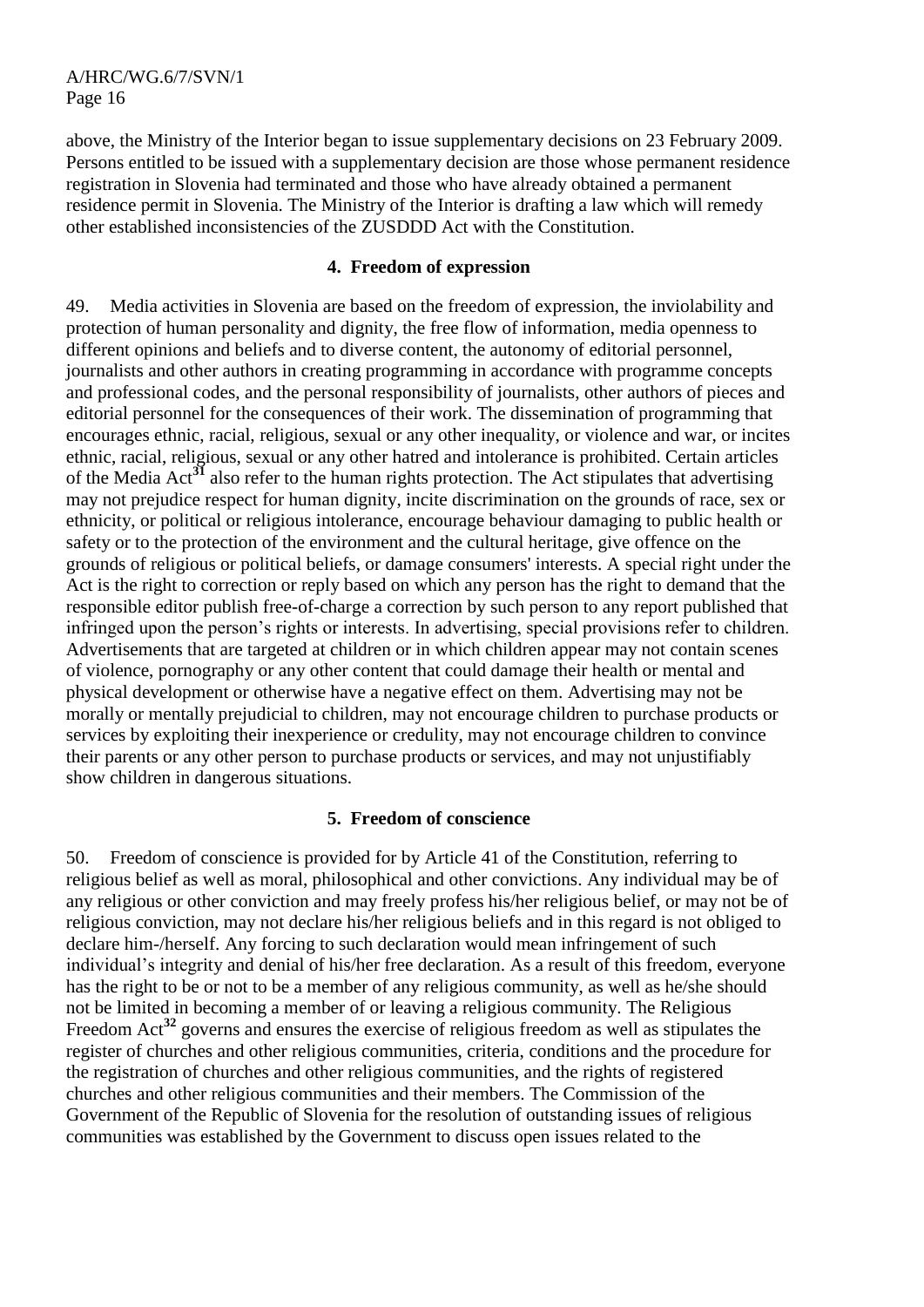above, the Ministry of the Interior began to issue supplementary decisions on 23 February 2009. Persons entitled to be issued with a supplementary decision are those whose permanent residence registration in Slovenia had terminated and those who have already obtained a permanent residence permit in Slovenia. The Ministry of the Interior is drafting a law which will remedy other established inconsistencies of the ZUSDDD Act with the Constitution.

### 4. Freedom of expression

49. Media activities in Slovenia are based on the freedom of expression, the inviolability and protection of human personality and dignity, the free flow of information, media openness to different opinions and beliefs and to diverse content, the autonomy of editorial personnel, journalists and other authors in creating programming in accordance with programme concepts and professional codes, and the personal responsibility of journalists, other authors of pieces and editorial personnel for the consequences of their work. The dissemination of programming that encourages ethnic, racial, religious, sexual or any other inequality, or violence and war, or incites ethnic, racial, religious, sexual or any other hatred and intolerance is prohibited. Certain articles of the Media Act[31] also refer to the human rights protection. The Act stipulates that advertising may not prejudice respect for human dignity, incite discrimination on the grounds of race, sex or ethnicity, or political or religious intolerance, encourage behaviour damaging to public health or safety or to the protection of the environment and the cultural heritage, give offence on the grounds of religious or political beliefs, or damage consumers' interests. A special right under the Act is the right to correction or reply based on which any person has the right to demand that the responsible editor publish free-of-charge a correction by such person to any report published that infringed upon the person's rights or interests. In advertising, special provisions refer to children. Advertisements that are targeted at children or in which children appear may not contain scenes of violence, pornography or any other content that could damage their health or mental and physical development or otherwise have a negative effect on them. Advertising may not be morally or mentally prejudicial to children, may not encourage children to purchase products or services by exploiting their inexperience or credulity, may not encourage children to convince their parents or any other person to purchase products or services, and may not unjustifiably show children in dangerous situations.

### 5. Freedom of conscience

50. Freedom of conscience is provided for by Article 41 of the Constitution, referring to religious belief as well as moral, philosophical and other convictions. Any individual may be of any religious or other conviction and may freely profess his/her religious belief, or may not be of religious conviction, may not declare his/her religious beliefs and in this regard is not obliged to declare him-/herself. Any forcing to such declaration would mean infringement of such individual's integrity and denial of his/her free declaration. As a result of this freedom, everyone has the right to be or not to be a member of any religious community, as well as he/she should not be limited in becoming a member of or leaving a religious community. The Religious Freedom Act[32] governs and ensures the exercise of religious freedom as well as stipulates the register of churches and other religious communities, criteria, conditions and the procedure for the registration of churches and other religious communities, and the rights of registered churches and other religious communities and their members. The Commission of the Government of the Republic of Slovenia for the resolution of outstanding issues of religious communities was established by the Government to discuss open issues related to the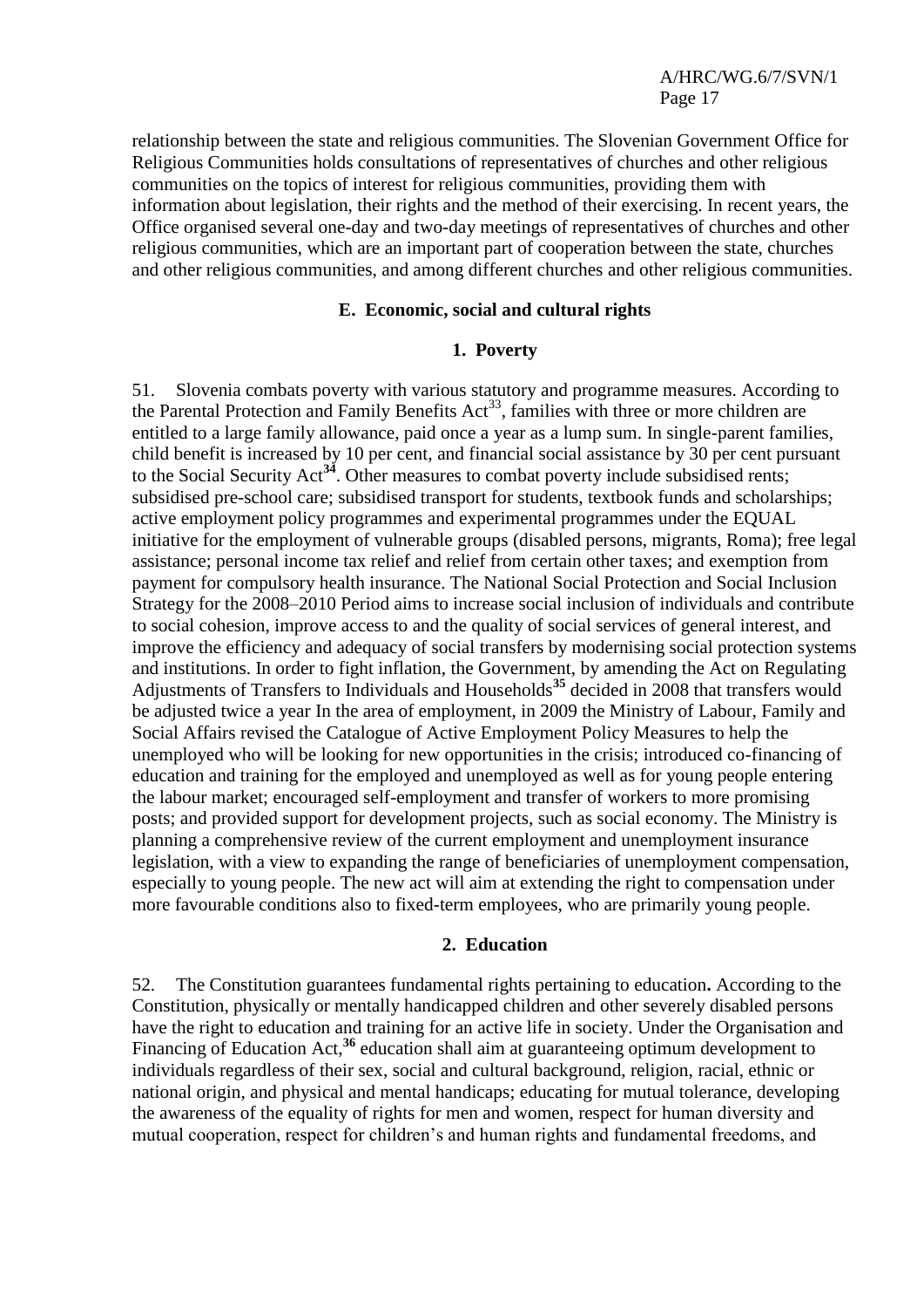relationship between the state and religious communities. The Slovenian Government Office for Religious Communities holds consultations of representatives of churches and other religious communities on the topics of interest for religious communities, providing them with information about legislation, their rights and the method of their exercising. In recent years, the Office organised several one-day and two-day meetings of representatives of churches and other religious communities, which are an important part of cooperation between the state, churches and other religious communities, and among different churches and other religious communities.

### E. Economic, social and cultural rights

#### 1. Poverty

51. Slovenia combats poverty with various statutory and programme measures. According to the Parental Protection and Family Benefits Act[33], families with three or more children are entitled to a large family allowance, paid once a year as a lump sum. In single-parent families, child benefit is increased by 10 per cent, and financial social assistance by 30 per cent pursuant to the Social Security Act[34]. Other measures to combat poverty include subsidised rents; subsidised pre-school care; subsidised transport for students, textbook funds and scholarships; active employment policy programmes and experimental programmes under the EQUAL initiative for the employment of vulnerable groups (disabled persons, migrants, Roma); free legal assistance; personal income tax relief and relief from certain other taxes; and exemption from payment for compulsory health insurance. The National Social Protection and Social Inclusion Strategy for the 2008–2010 Period aims to increase social inclusion of individuals and contribute to social cohesion, improve access to and the quality of social services of general interest, and improve the efficiency and adequacy of social transfers by modernising social protection systems and institutions. In order to fight inflation, the Government, by amending the Act on Regulating Adjustments of Transfers to Individuals and Households[35] decided in 2008 that transfers would be adjusted twice a year In the area of employment, in 2009 the Ministry of Labour, Family and Social Affairs revised the Catalogue of Active Employment Policy Measures to help the unemployed who will be looking for new opportunities in the crisis; introduced co-financing of education and training for the employed and unemployed as well as for young people entering the labour market; encouraged self-employment and transfer of workers to more promising posts; and provided support for development projects, such as social economy. The Ministry is planning a comprehensive review of the current employment and unemployment insurance legislation, with a view to expanding the range of beneficiaries of unemployment compensation, especially to young people. The new act will aim at extending the right to compensation under more favourable conditions also to fixed-term employees, who are primarily young people.

#### 2. Education

52. The Constitution guarantees fundamental rights pertaining to education**.** According to the Constitution, physically or mentally handicapped children and other severely disabled persons have the right to education and training for an active life in society. Under the Organisation and Financing of Education Act,[36] education shall aim at guaranteeing optimum development to individuals regardless of their sex, social and cultural background, religion, racial, ethnic or national origin, and physical and mental handicaps; educating for mutual tolerance, developing the awareness of the equality of rights for men and women, respect for human diversity and mutual cooperation, respect for children's and human rights and fundamental freedoms, and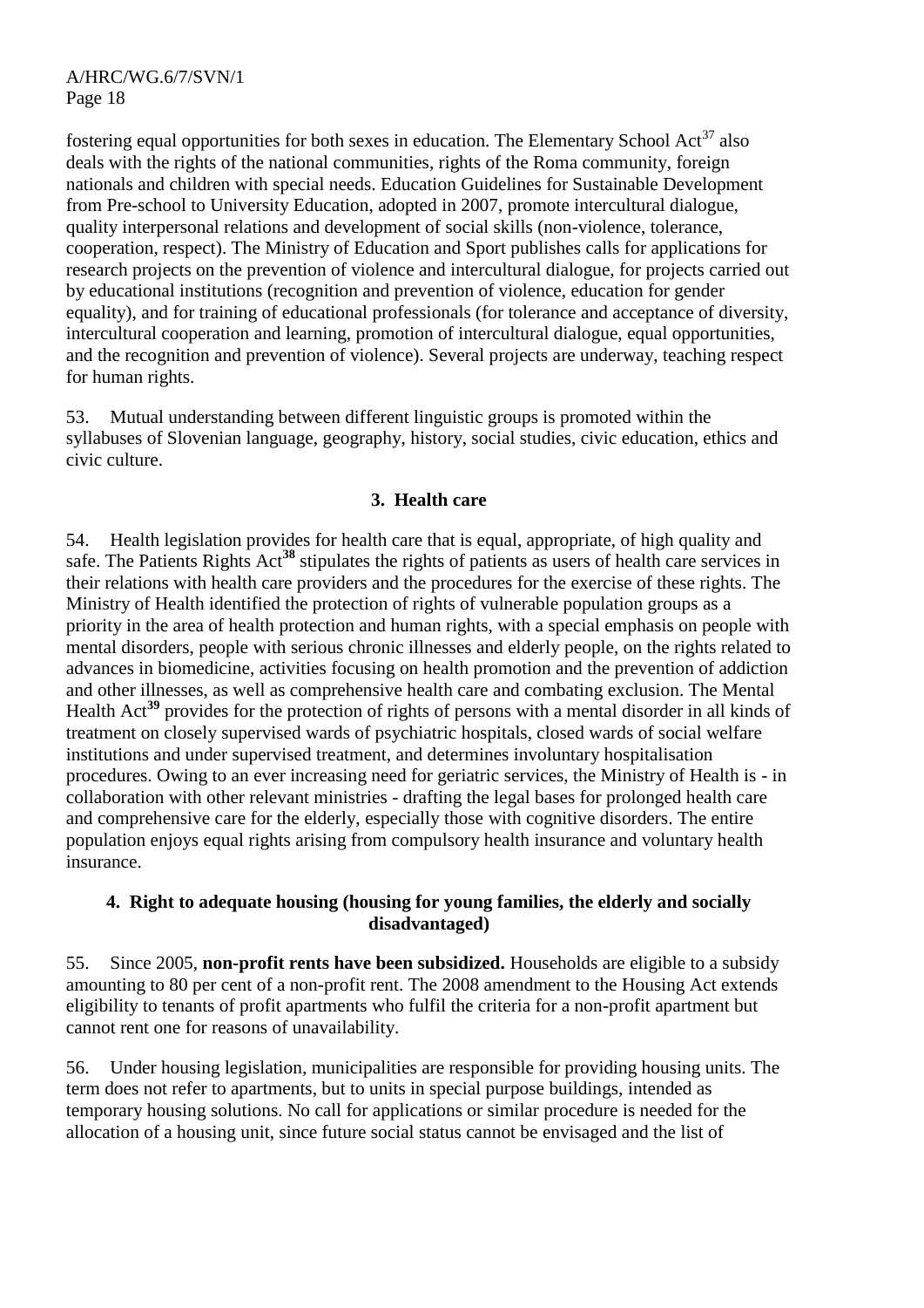fostering equal opportunities for both sexes in education. The Elementary School Act[37] also deals with the rights of the national communities, rights of the Roma community, foreign nationals and children with special needs. Education Guidelines for Sustainable Development from Pre-school to University Education, adopted in 2007, promote intercultural dialogue, quality interpersonal relations and development of social skills (non-violence, tolerance, cooperation, respect). The Ministry of Education and Sport publishes calls for applications for research projects on the prevention of violence and intercultural dialogue, for projects carried out by educational institutions (recognition and prevention of violence, education for gender equality), and for training of educational professionals (for tolerance and acceptance of diversity, intercultural cooperation and learning, promotion of intercultural dialogue, equal opportunities, and the recognition and prevention of violence). Several projects are underway, teaching respect for human rights.

53. Mutual understanding between different linguistic groups is promoted within the syllabuses of Slovenian language, geography, history, social studies, civic education, ethics and civic culture.

### 3. Health care

54. Health legislation provides for health care that is equal, appropriate, of high quality and safe. The Patients Rights Act[38] stipulates the rights of patients as users of health care services in their relations with health care providers and the procedures for the exercise of these rights. The Ministry of Health identified the protection of rights of vulnerable population groups as a priority in the area of health protection and human rights, with a special emphasis on people with mental disorders, people with serious chronic illnesses and elderly people, on the rights related to advances in biomedicine, activities focusing on health promotion and the prevention of addiction and other illnesses, as well as comprehensive health care and combating exclusion. The Mental Health Act[39] provides for the protection of rights of persons with a mental disorder in all kinds of treatment on closely supervised wards of psychiatric hospitals, closed wards of social welfare institutions and under supervised treatment, and determines involuntary hospitalisation procedures. Owing to an ever increasing need for geriatric services, the Ministry of Health is - in collaboration with other relevant ministries - drafting the legal bases for prolonged health care and comprehensive care for the elderly, especially those with cognitive disorders. The entire population enjoys equal rights arising from compulsory health insurance and voluntary health insurance.

### 4. Right to adequate housing (housing for young families, the elderly and socially disadvantaged)

55. Since 2005, **non-profit rents have been subsidized.** Households are eligible to a subsidy amounting to 80 per cent of a non-profit rent. The 2008 amendment to the Housing Act extends eligibility to tenants of profit apartments who fulfil the criteria for a non-profit apartment but cannot rent one for reasons of unavailability.

56. Under housing legislation, municipalities are responsible for providing housing units. The term does not refer to apartments, but to units in special purpose buildings, intended as temporary housing solutions. No call for applications or similar procedure is needed for the allocation of a housing unit, since future social status cannot be envisaged and the list of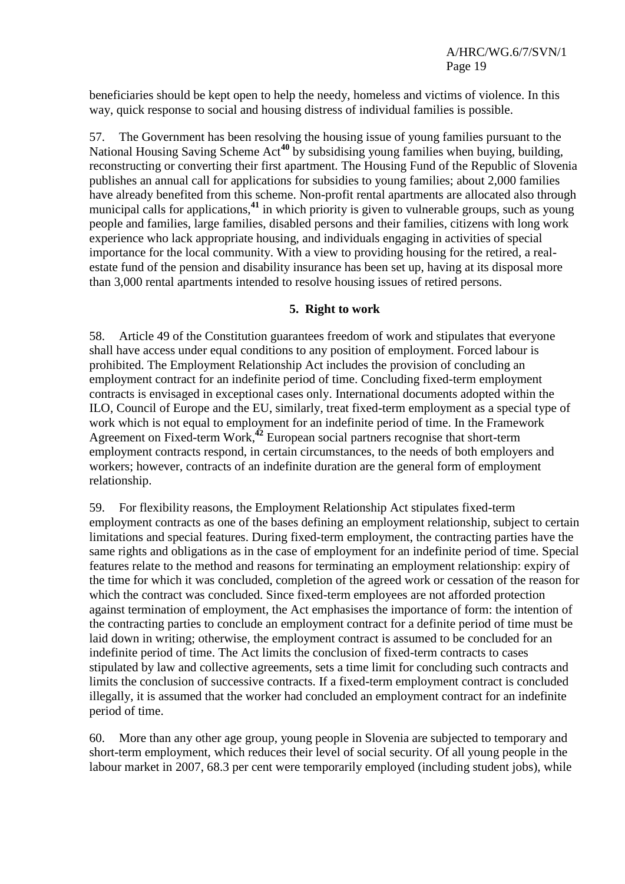beneficiaries should be kept open to help the needy, homeless and victims of violence. In this way, quick response to social and housing distress of individual families is possible.

57. The Government has been resolving the housing issue of young families pursuant to the National Housing Saving Scheme Act[40] by subsidising young families when buying, building, reconstructing or converting their first apartment. The Housing Fund of the Republic of Slovenia publishes an annual call for applications for subsidies to young families; about 2,000 families have already benefited from this scheme. Non-profit rental apartments are allocated also through municipal calls for applications,[41] in which priority is given to vulnerable groups, such as young people and families, large families, disabled persons and their families, citizens with long work experience who lack appropriate housing, and individuals engaging in activities of special importance for the local community. With a view to providing housing for the retired, a real-estate fund of the pension and disability insurance has been set up, having at its disposal more than 3,000 rental apartments intended to resolve housing issues of retired persons.

### 5. Right to work

58. Article 49 of the Constitution guarantees freedom of work and stipulates that everyone shall have access under equal conditions to any position of employment. Forced labour is prohibited. The Employment Relationship Act includes the provision of concluding an employment contract for an indefinite period of time. Concluding fixed-term employment contracts is envisaged in exceptional cases only. International documents adopted within the ILO, Council of Europe and the EU, similarly, treat fixed-term employment as a special type of work which is not equal to employment for an indefinite period of time. In the Framework Agreement on Fixed-term Work,[42] European social partners recognise that short-term employment contracts respond, in certain circumstances, to the needs of both employers and workers; however, contracts of an indefinite duration are the general form of employment relationship.

59. For flexibility reasons, the Employment Relationship Act stipulates fixed-term employment contracts as one of the bases defining an employment relationship, subject to certain limitations and special features. During fixed-term employment, the contracting parties have the same rights and obligations as in the case of employment for an indefinite period of time. Special features relate to the method and reasons for terminating an employment relationship: expiry of the time for which it was concluded, completion of the agreed work or cessation of the reason for which the contract was concluded. Since fixed-term employees are not afforded protection against termination of employment, the Act emphasises the importance of form: the intention of the contracting parties to conclude an employment contract for a definite period of time must be laid down in writing; otherwise, the employment contract is assumed to be concluded for an indefinite period of time. The Act limits the conclusion of fixed-term contracts to cases stipulated by law and collective agreements, sets a time limit for concluding such contracts and limits the conclusion of successive contracts. If a fixed-term employment contract is concluded illegally, it is assumed that the worker had concluded an employment contract for an indefinite period of time.

60. More than any other age group, young people in Slovenia are subjected to temporary and short-term employment, which reduces their level of social security. Of all young people in the labour market in 2007, 68.3 per cent were temporarily employed (including student jobs), while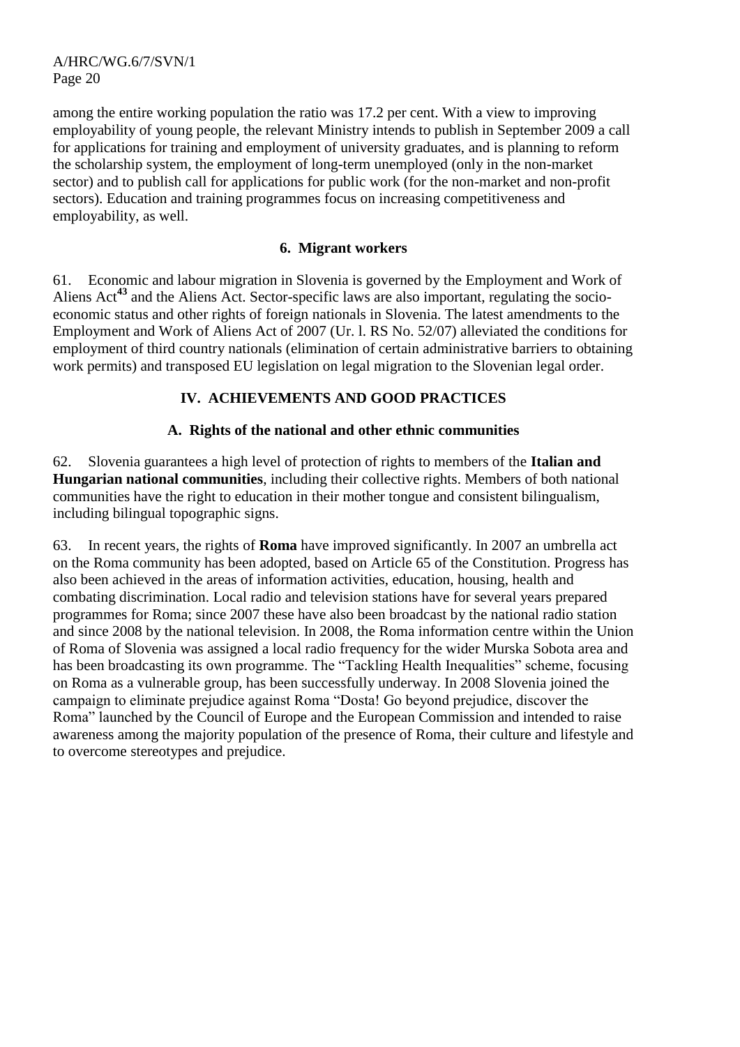among the entire working population the ratio was 17.2 per cent. With a view to improving employability of young people, the relevant Ministry intends to publish in September 2009 a call for applications for training and employment of university graduates, and is planning to reform the scholarship system, the employment of long-term unemployed (only in the non-market sector) and to publish call for applications for public work (for the non-market and non-profit sectors). Education and training programmes focus on increasing competitiveness and employability, as well.

### 6. Migrant workers

61. Economic and labour migration in Slovenia is governed by the Employment and Work of Aliens Act[43] and the Aliens Act. Sector-specific laws are also important, regulating the socio-economic status and other rights of foreign nationals in Slovenia. The latest amendments to the Employment and Work of Aliens Act of 2007 (Ur. l. RS No. 52/07) alleviated the conditions for employment of third country nationals (elimination of certain administrative barriers to obtaining work permits) and transposed EU legislation on legal migration to the Slovenian legal order.

## IV. ACHIEVEMENTS AND GOOD PRACTICES

### A. Rights of the national and other ethnic communities

62. Slovenia guarantees a high level of protection of rights to members of the **Italian and Hungarian national communities**, including their collective rights. Members of both national communities have the right to education in their mother tongue and consistent bilingualism, including bilingual topographic signs.

63. In recent years, the rights of **Roma** have improved significantly. In 2007 an umbrella act on the Roma community has been adopted, based on Article 65 of the Constitution. Progress has also been achieved in the areas of information activities, education, housing, health and combating discrimination. Local radio and television stations have for several years prepared programmes for Roma; since 2007 these have also been broadcast by the national radio station and since 2008 by the national television. In 2008, the Roma information centre within the Union of Roma of Slovenia was assigned a local radio frequency for the wider Murska Sobota area and has been broadcasting its own programme. The "Tackling Health Inequalities" scheme, focusing on Roma as a vulnerable group, has been successfully underway. In 2008 Slovenia joined the campaign to eliminate prejudice against Roma "Dosta! Go beyond prejudice, discover the Roma" launched by the Council of Europe and the European Commission and intended to raise awareness among the majority population of the presence of Roma, their culture and lifestyle and to overcome stereotypes and prejudice.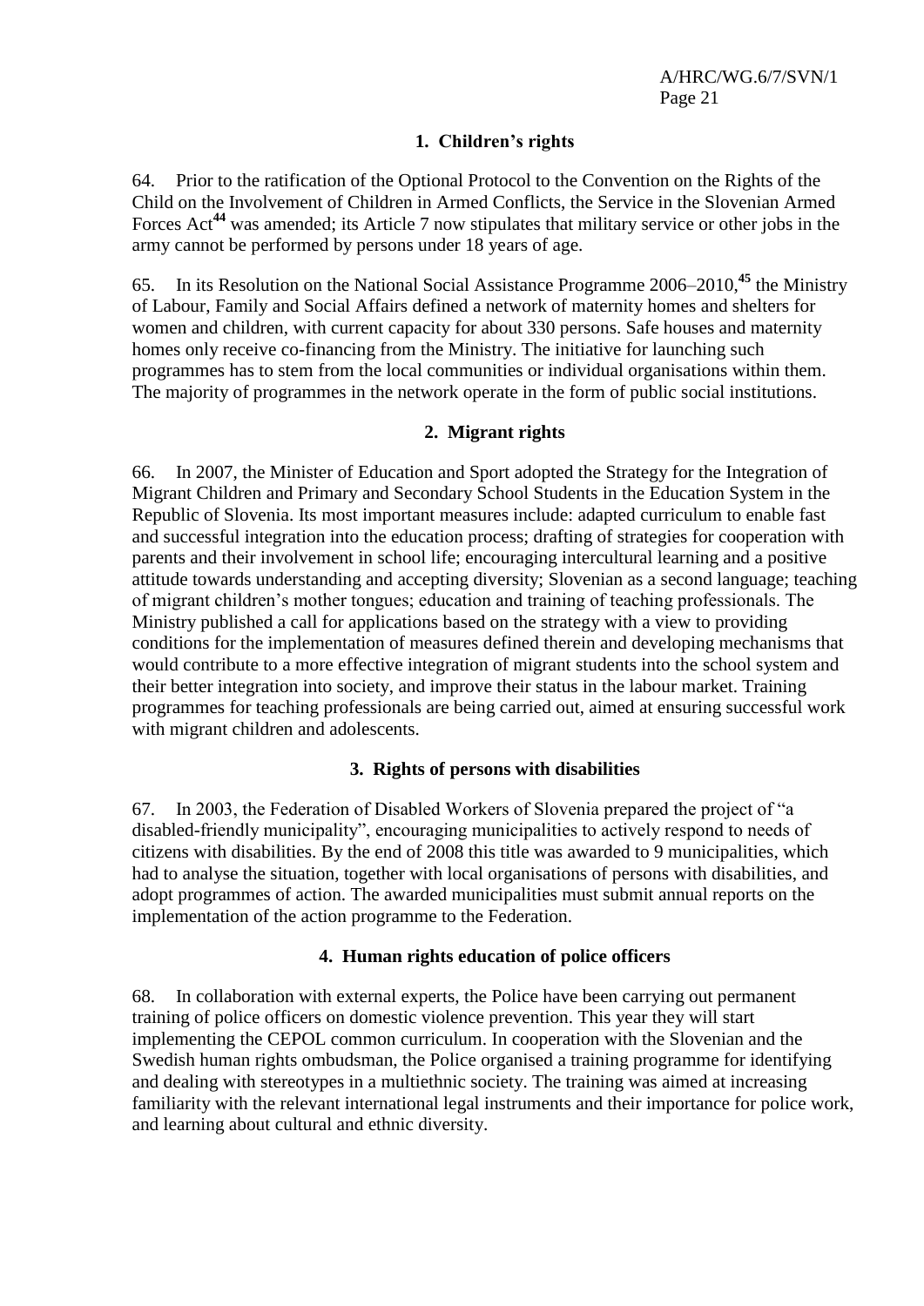### 1. Children's rights

64. Prior to the ratification of the Optional Protocol to the Convention on the Rights of the Child on the Involvement of Children in Armed Conflicts, the Service in the Slovenian Armed Forces Act[44] was amended; its Article 7 now stipulates that military service or other jobs in the army cannot be performed by persons under 18 years of age.

65. In its Resolution on the National Social Assistance Programme 2006–2010,[45] the Ministry of Labour, Family and Social Affairs defined a network of maternity homes and shelters for women and children, with current capacity for about 330 persons. Safe houses and maternity homes only receive co-financing from the Ministry. The initiative for launching such programmes has to stem from the local communities or individual organisations within them. The majority of programmes in the network operate in the form of public social institutions.

### 2. Migrant rights

66. In 2007, the Minister of Education and Sport adopted the Strategy for the Integration of Migrant Children and Primary and Secondary School Students in the Education System in the Republic of Slovenia. Its most important measures include: adapted curriculum to enable fast and successful integration into the education process; drafting of strategies for cooperation with parents and their involvement in school life; encouraging intercultural learning and a positive attitude towards understanding and accepting diversity; Slovenian as a second language; teaching of migrant children's mother tongues; education and training of teaching professionals. The Ministry published a call for applications based on the strategy with a view to providing conditions for the implementation of measures defined therein and developing mechanisms that would contribute to a more effective integration of migrant students into the school system and their better integration into society, and improve their status in the labour market. Training programmes for teaching professionals are being carried out, aimed at ensuring successful work with migrant children and adolescents.

### 3. Rights of persons with disabilities

67. In 2003, the Federation of Disabled Workers of Slovenia prepared the project of "a disabled-friendly municipality", encouraging municipalities to actively respond to needs of citizens with disabilities. By the end of 2008 this title was awarded to 9 municipalities, which had to analyse the situation, together with local organisations of persons with disabilities, and adopt programmes of action. The awarded municipalities must submit annual reports on the implementation of the action programme to the Federation.

### 4. Human rights education of police officers

68. In collaboration with external experts, the Police have been carrying out permanent training of police officers on domestic violence prevention. This year they will start implementing the CEPOL common curriculum. In cooperation with the Slovenian and the Swedish human rights ombudsman, the Police organised a training programme for identifying and dealing with stereotypes in a multiethnic society. The training was aimed at increasing familiarity with the relevant international legal instruments and their importance for police work, and learning about cultural and ethnic diversity.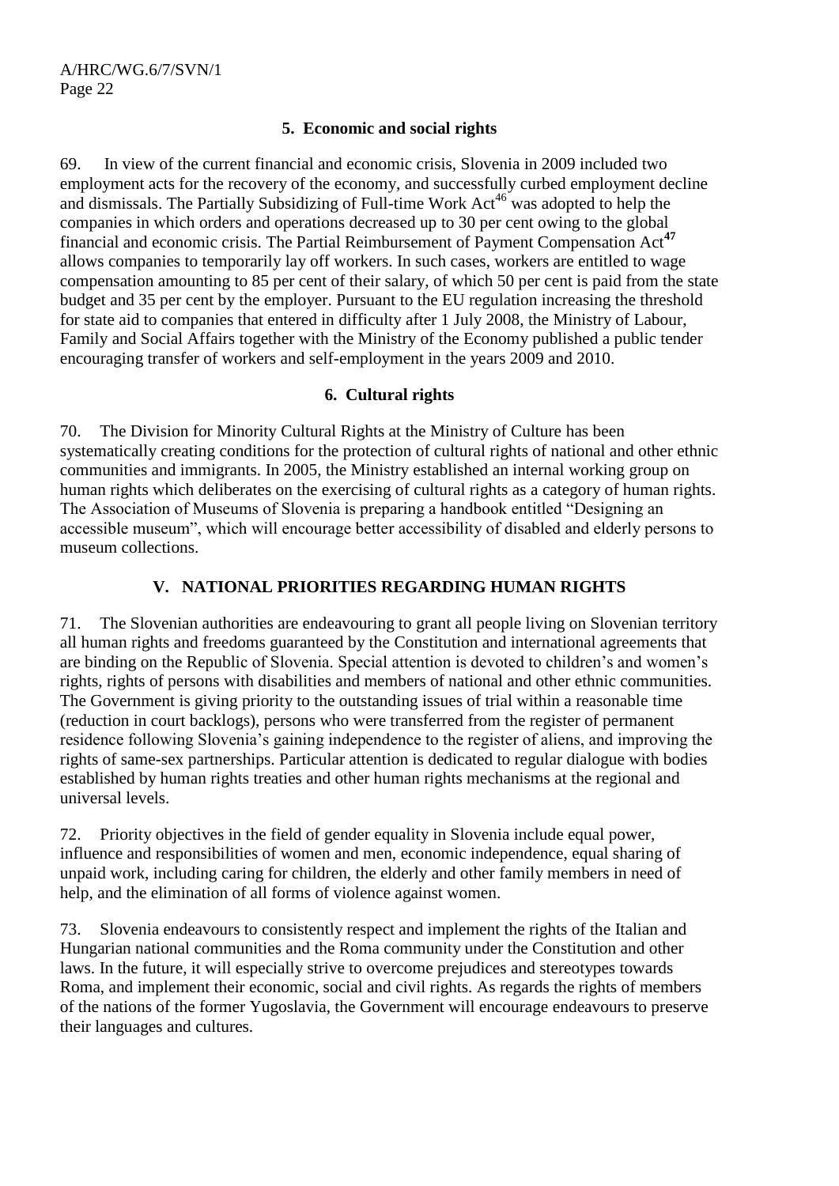### 5. Economic and social rights

69. In view of the current financial and economic crisis, Slovenia in 2009 included two employment acts for the recovery of the economy, and successfully curbed employment decline and dismissals. The Partially Subsidizing of Full-time Work Act[46] was adopted to help the companies in which orders and operations decreased up to 30 per cent owing to the global financial and economic crisis. The Partial Reimbursement of Payment Compensation Act[47] allows companies to temporarily lay off workers. In such cases, workers are entitled to wage compensation amounting to 85 per cent of their salary, of which 50 per cent is paid from the state budget and 35 per cent by the employer. Pursuant to the EU regulation increasing the threshold for state aid to companies that entered in difficulty after 1 July 2008, the Ministry of Labour, Family and Social Affairs together with the Ministry of the Economy published a public tender encouraging transfer of workers and self-employment in the years 2009 and 2010.

### 6. Cultural rights

70. The Division for Minority Cultural Rights at the Ministry of Culture has been systematically creating conditions for the protection of cultural rights of national and other ethnic communities and immigrants. In 2005, the Ministry established an internal working group on human rights which deliberates on the exercising of cultural rights as a category of human rights. The Association of Museums of Slovenia is preparing a handbook entitled "Designing an accessible museum", which will encourage better accessibility of disabled and elderly persons to museum collections.

## V. NATIONAL PRIORITIES REGARDING HUMAN RIGHTS

71. The Slovenian authorities are endeavouring to grant all people living on Slovenian territory all human rights and freedoms guaranteed by the Constitution and international agreements that are binding on the Republic of Slovenia. Special attention is devoted to children's and women's rights, rights of persons with disabilities and members of national and other ethnic communities. The Government is giving priority to the outstanding issues of trial within a reasonable time (reduction in court backlogs), persons who were transferred from the register of permanent residence following Slovenia's gaining independence to the register of aliens, and improving the rights of same-sex partnerships. Particular attention is dedicated to regular dialogue with bodies established by human rights treaties and other human rights mechanisms at the regional and universal levels.

72. Priority objectives in the field of gender equality in Slovenia include equal power, influence and responsibilities of women and men, economic independence, equal sharing of unpaid work, including caring for children, the elderly and other family members in need of help, and the elimination of all forms of violence against women.

73. Slovenia endeavours to consistently respect and implement the rights of the Italian and Hungarian national communities and the Roma community under the Constitution and other laws. In the future, it will especially strive to overcome prejudices and stereotypes towards Roma, and implement their economic, social and civil rights. As regards the rights of members of the nations of the former Yugoslavia, the Government will encourage endeavours to preserve their languages and cultures.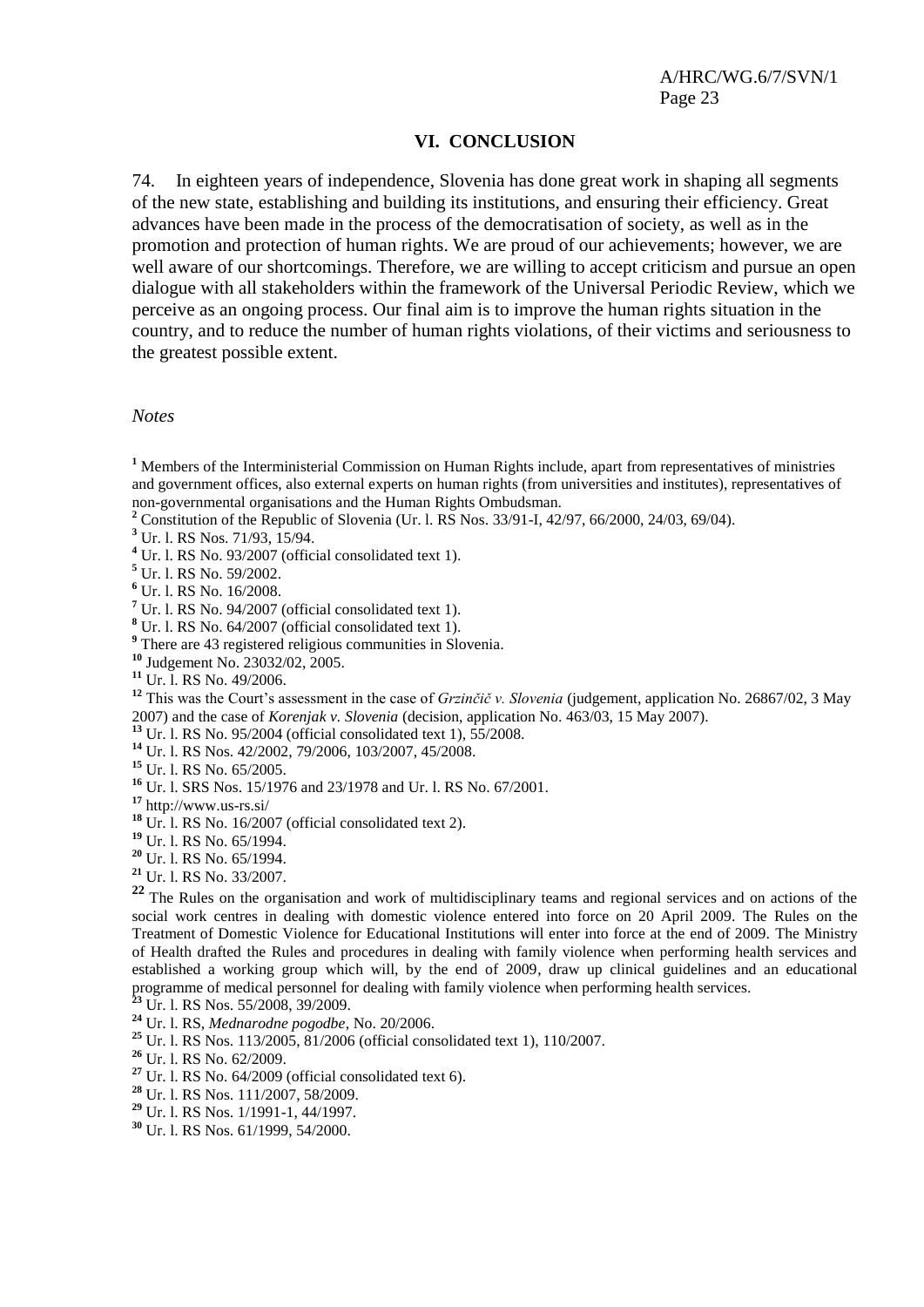## VI. CONCLUSION

74. In eighteen years of independence, Slovenia has done great work in shaping all segments of the new state, establishing and building its institutions, and ensuring their efficiency. Great advances have been made in the process of the democratisation of society, as well as in the promotion and protection of human rights. We are proud of our achievements; however, we are well aware of our shortcomings. Therefore, we are willing to accept criticism and pursue an open dialogue with all stakeholders within the framework of the Universal Periodic Review, which we perceive as an ongoing process. Our final aim is to improve the human rights situation in the country, and to reduce the number of human rights violations, of their victims and seriousness to the greatest possible extent.

*Notes*

[1] Members of the Interministerial Commission on Human Rights include, apart from representatives of ministries and government offices, also external experts on human rights (from universities and institutes), representatives of non-governmental organisations and the Human Rights Ombudsman.

[2] Constitution of the Republic of Slovenia (Ur. l. RS Nos. 33/91-I, 42/97, 66/2000, 24/03, 69/04).

[3] Ur. l. RS Nos. 71/93, 15/94.

[4] Ur. l. RS No. 93/2007 (official consolidated text 1).

[5] Ur. l. RS No. 59/2002.

[6] Ur. l. RS No. 16/2008.

[7] Ur. l. RS No. 94/2007 (official consolidated text 1).

[8] Ur. l. RS No. 64/2007 (official consolidated text 1).

[9] There are 43 registered religious communities in Slovenia.

[10] Judgement No. 23032/02, 2005.

[11] Ur. l. RS No. 49/2006.

[12] This was the Court's assessment in the case of *Grzinčič v. Slovenia* (judgement, application No. 26867/02, 3 May 2007) and the case of *Korenjak v. Slovenia* (decision, application No. 463/03, 15 May 2007).

[13] Ur. l. RS No. 95/2004 (official consolidated text 1), 55/2008.

[14] Ur. l. RS Nos. 42/2002, 79/2006, 103/2007, 45/2008.

[15] Ur. l. RS No. 65/2005.

[16] Ur. l. SRS Nos. 15/1976 and 23/1978 and Ur. l. RS No. 67/2001.

[17] http://www.us-rs.si/

[18] Ur. l. RS No. 16/2007 (official consolidated text 2).

[19] Ur. l. RS No. 65/1994.

[20] Ur. l. RS No. 65/1994.

[21] Ur. l. RS No. 33/2007.

[22] The Rules on the organisation and work of multidisciplinary teams and regional services and on actions of the social work centres in dealing with domestic violence entered into force on 20 April 2009. The Rules on the Treatment of Domestic Violence for Educational Institutions will enter into force at the end of 2009. The Ministry of Health drafted the Rules and procedures in dealing with family violence when performing health services and established a working group which will, by the end of 2009, draw up clinical guidelines and an educational programme of medical personnel for dealing with family violence when performing health services.

[23] Ur. l. RS Nos. 55/2008, 39/2009.

[24] Ur. l. RS, *Mednarodne pogodbe*, No. 20/2006.

[25] Ur. l. RS Nos. 113/2005, 81/2006 (official consolidated text 1), 110/2007.

[26] Ur. l. RS No. 62/2009.

[27] Ur. l. RS No. 64/2009 (official consolidated text 6).

[28] Ur. l. RS Nos. 111/2007, 58/2009.

[29] Ur. l. RS Nos. 1/1991-1, 44/1997.

[30] Ur. l. RS Nos. 61/1999, 54/2000.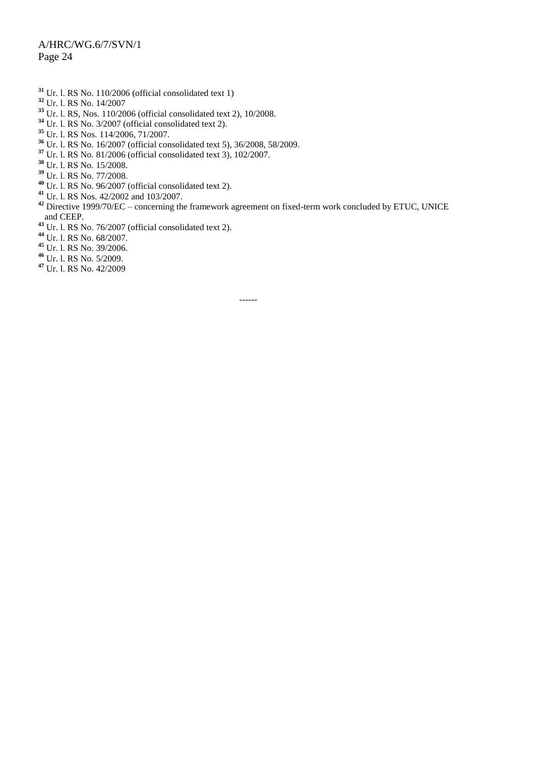[31] Ur. l. RS No. 110/2006 (official consolidated text 1)
[32] Ur. l. RS No. 14/2007
[33] Ur. l. RS, Nos. 110/2006 (official consolidated text 2), 10/2008.
[34] Ur. l. RS No. 3/2007 (official consolidated text 2).
[35] Ur. l. RS Nos. 114/2006, 71/2007.
[36] Ur. l. RS No. 16/2007 (official consolidated text 5), 36/2008, 58/2009.
[37] Ur. l. RS No. 81/2006 (official consolidated text 3), 102/2007.
[38] Ur. l. RS No. 15/2008.
[39] Ur. l. RS No. 77/2008.
[40] Ur. l. RS No. 96/2007 (official consolidated text 2).
[41] Ur. l. RS Nos. 42/2002 and 103/2007.
[42] Directive 1999/70/EC – concerning the framework agreement on fixed-term work concluded by ETUC, UNICE and CEEP.
[43] Ur. l. RS No. 76/2007 (official consolidated text 2).
[44] Ur. l. RS No. 68/2007.
[45] Ur. l. RS No. 39/2006.
[46] Ur. l. RS No. 5/2009.
[47] Ur. l. RS No. 42/2009

------